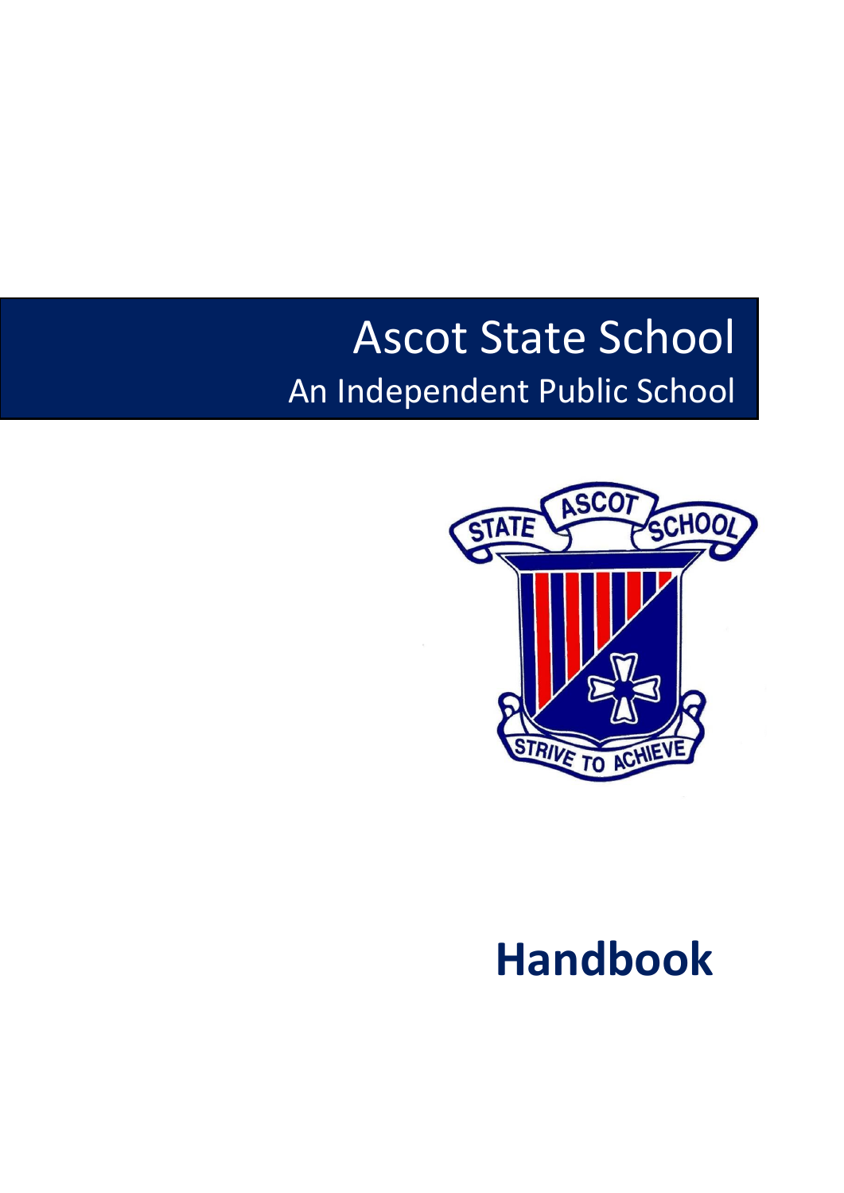# Ascot State School

## An Independent Public School

# Handbook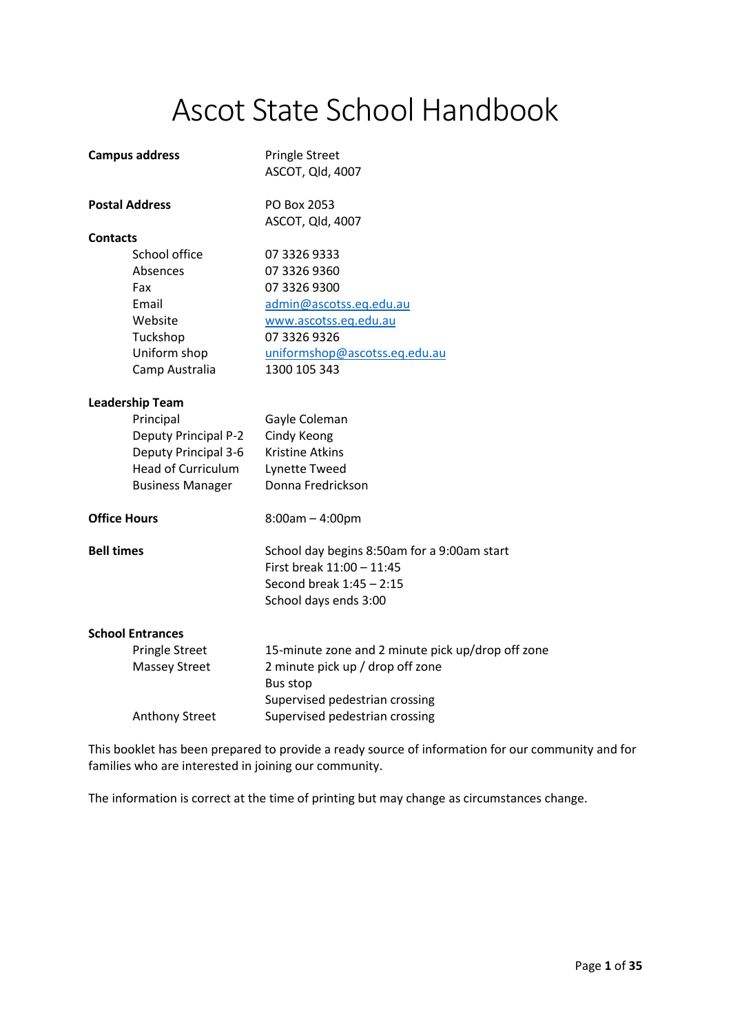# Ascot State School Handbook

| | |
|---|---|
| **Campus address** | Pringle Street<br>ASCOT, Qld, 4007 |
| **Postal Address** | PO Box 2053<br>ASCOT, Qld, 4007 |
| **Contacts** | |
| School office | 07 3326 9333 |
| Absences | 07 3326 9360 |
| Fax | 07 3326 9300 |
| Email | admin@ascotss.eq.edu.au |
| Website | www.ascotss.eq.edu.au |
| Tuckshop | 07 3326 9326 |
| Uniform shop | uniformshop@ascotss.eq.edu.au |
| Camp Australia | 1300 105 343 |
| **Leadership Team** | |
| Principal | Gayle Coleman |
| Deputy Principal P-2 | Cindy Keong |
| Deputy Principal 3-6 | Kristine Atkins |
| Head of Curriculum | Lynette Tweed |
| Business Manager | Donna Fredrickson |
| **Office Hours** | 8:00am – 4:00pm |
| **Bell times** | School day begins 8:50am for a 9:00am start<br>First break 11:00 – 11:45<br>Second break 1:45 – 2:15<br>School days ends 3:00 |
| **School Entrances** | |
| Pringle Street | 15-minute zone and 2 minute pick up/drop off zone |
| Massey Street | 2 minute pick up / drop off zone<br>Bus stop<br>Supervised pedestrian crossing |
| Anthony Street | Supervised pedestrian crossing |

This booklet has been prepared to provide a ready source of information for our community and for families who are interested in joining our community.

The information is correct at the time of printing but may change as circumstances change.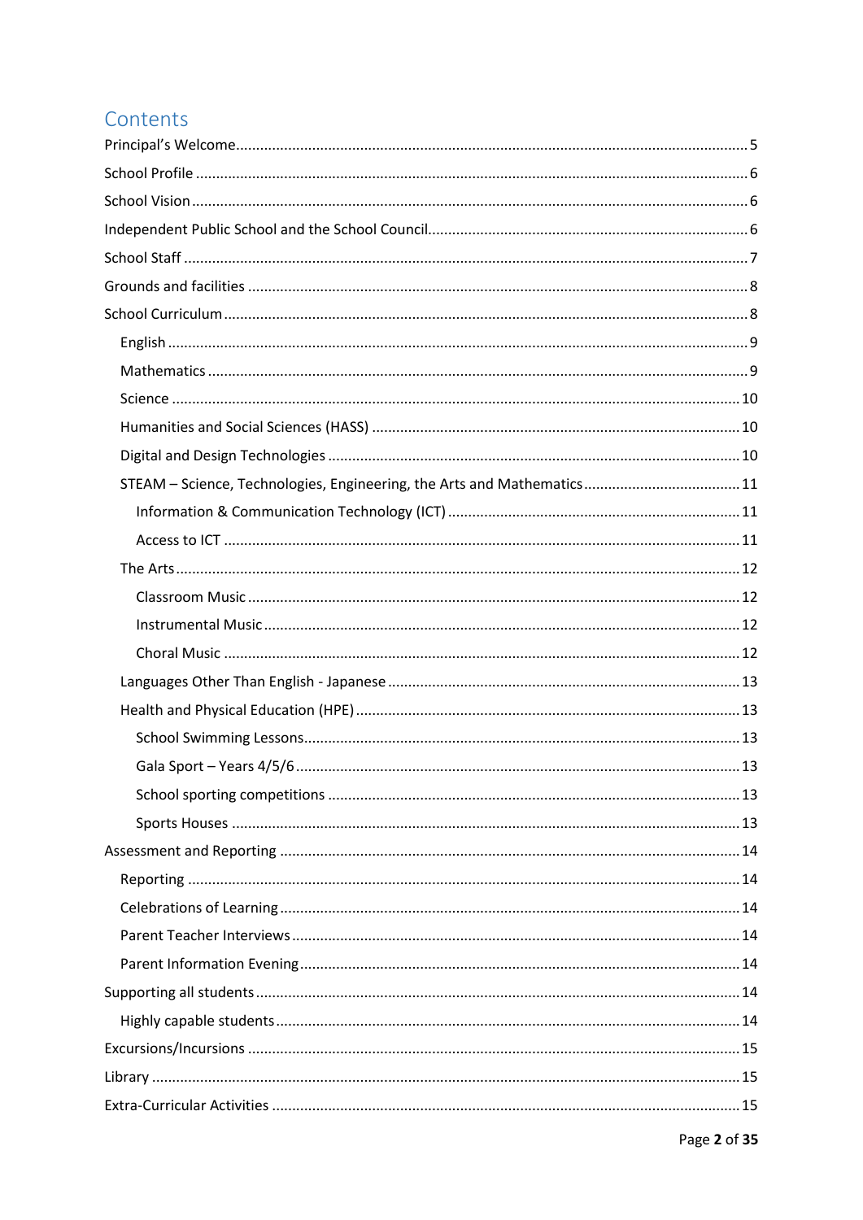## Contents

Principal's Welcome .......... 5

School Profile .......... 6

School Vision .......... 6

Independent Public School and the School Council .......... 6

School Staff .......... 7

Grounds and facilities .......... 8

School Curriculum .......... 8

- English .......... 9
- Mathematics .......... 9
- Science .......... 10
- Humanities and Social Sciences (HASS) .......... 10
- Digital and Design Technologies .......... 10
- STEAM – Science, Technologies, Engineering, the Arts and Mathematics .......... 11
  - Information & Communication Technology (ICT) .......... 11
  - Access to ICT .......... 11
- The Arts .......... 12
  - Classroom Music .......... 12
  - Instrumental Music .......... 12
  - Choral Music .......... 12
- Languages Other Than English - Japanese .......... 13
- Health and Physical Education (HPE) .......... 13
  - School Swimming Lessons .......... 13
  - Gala Sport – Years 4/5/6 .......... 13
  - School sporting competitions .......... 13
  - Sports Houses .......... 13

Assessment and Reporting .......... 14

- Reporting .......... 14
- Celebrations of Learning .......... 14
- Parent Teacher Interviews .......... 14
- Parent Information Evening .......... 14

Supporting all students .......... 14

- Highly capable students .......... 14

Excursions/Incursions .......... 15

Library .......... 15

Extra-Curricular Activities .......... 15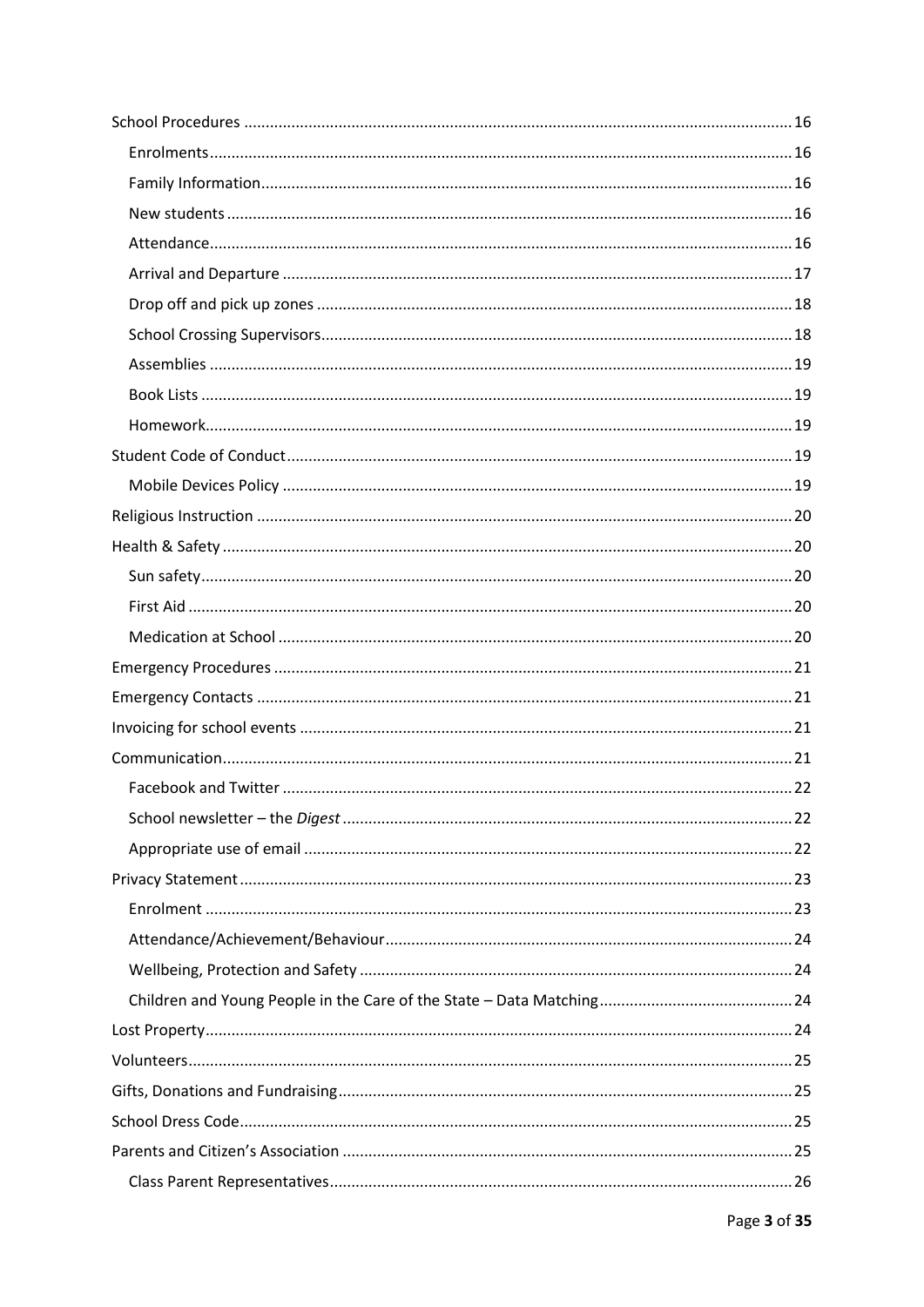- School Procedures ............ 16
  - Enrolments ............ 16
  - Family Information ............ 16
  - New students ............ 16
  - Attendance ............ 16
  - Arrival and Departure ............ 17
  - Drop off and pick up zones ............ 18
  - School Crossing Supervisors ............ 18
  - Assemblies ............ 19
  - Book Lists ............ 19
  - Homework ............ 19
- Student Code of Conduct ............ 19
  - Mobile Devices Policy ............ 19
- Religious Instruction ............ 20
- Health & Safety ............ 20
  - Sun safety ............ 20
  - First Aid ............ 20
  - Medication at School ............ 20
- Emergency Procedures ............ 21
- Emergency Contacts ............ 21
- Invoicing for school events ............ 21
- Communication ............ 21
  - Facebook and Twitter ............ 22
  - School newsletter – the *Digest* ............ 22
  - Appropriate use of email ............ 22
- Privacy Statement ............ 23
  - Enrolment ............ 23
  - Attendance/Achievement/Behaviour ............ 24
  - Wellbeing, Protection and Safety ............ 24
  - Children and Young People in the Care of the State – Data Matching ............ 24
- Lost Property ............ 24
- Volunteers ............ 25
- Gifts, Donations and Fundraising ............ 25
- School Dress Code ............ 25
- Parents and Citizen's Association ............ 25
  - Class Parent Representatives ............ 26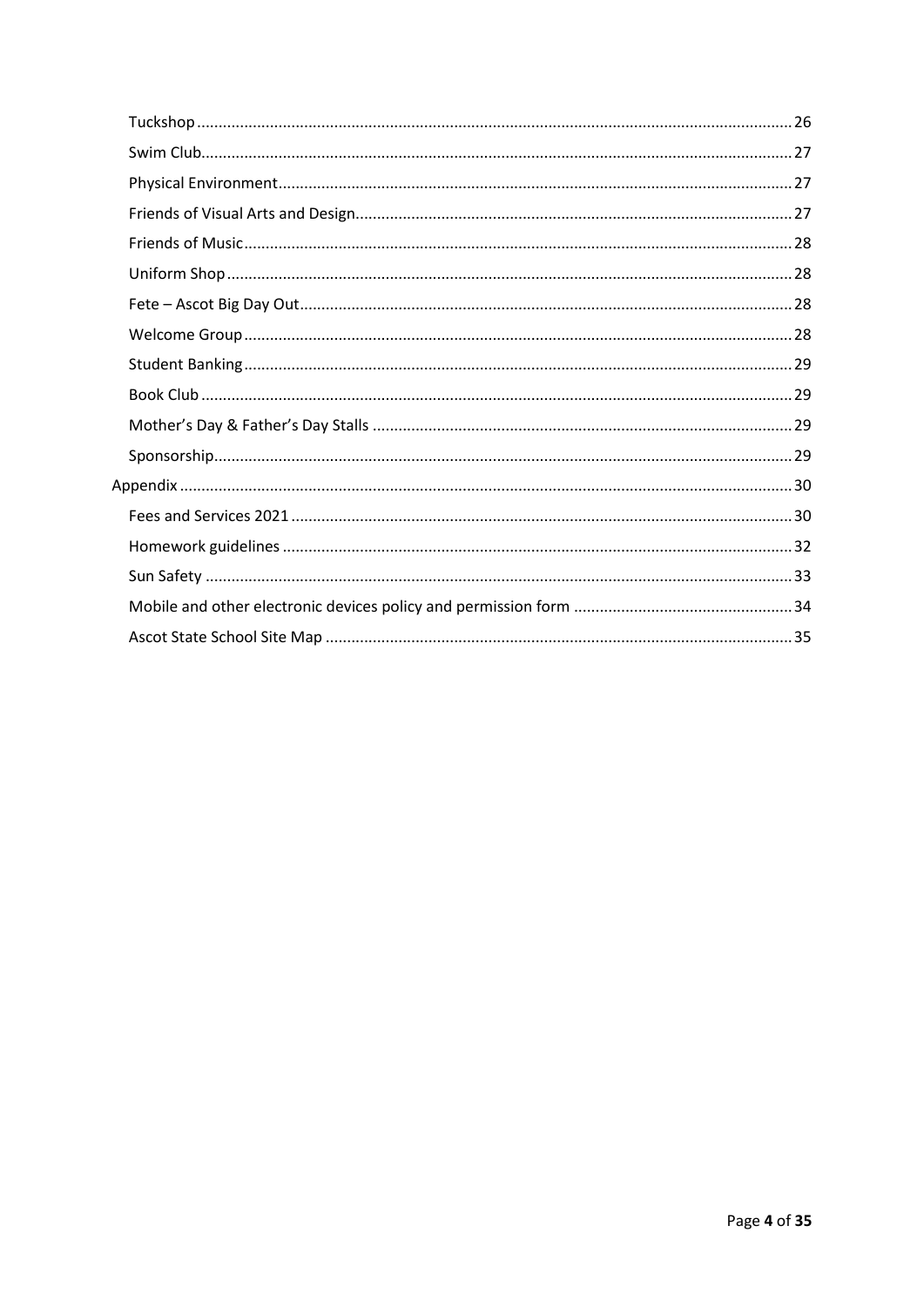- Tuckshop ..... 26
- Swim Club ..... 27
- Physical Environment ..... 27
- Friends of Visual Arts and Design ..... 27
- Friends of Music ..... 28
- Uniform Shop ..... 28
- Fete – Ascot Big Day Out ..... 28
- Welcome Group ..... 28
- Student Banking ..... 29
- Book Club ..... 29
- Mother's Day & Father's Day Stalls ..... 29
- Sponsorship ..... 29

Appendix ..... 30

- Fees and Services 2021 ..... 30
- Homework guidelines ..... 32
- Sun Safety ..... 33
- Mobile and other electronic devices policy and permission form ..... 34
- Ascot State School Site Map ..... 35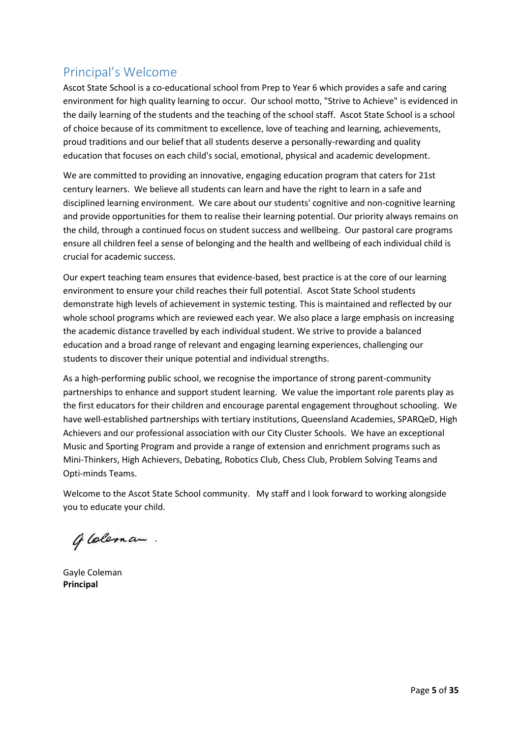## Principal's Welcome

Ascot State School is a co-educational school from Prep to Year 6 which provides a safe and caring environment for high quality learning to occur. Our school motto, "Strive to Achieve" is evidenced in the daily learning of the students and the teaching of the school staff. Ascot State School is a school of choice because of its commitment to excellence, love of teaching and learning, achievements, proud traditions and our belief that all students deserve a personally-rewarding and quality education that focuses on each child's social, emotional, physical and academic development.

We are committed to providing an innovative, engaging education program that caters for 21st century learners. We believe all students can learn and have the right to learn in a safe and disciplined learning environment. We care about our students' cognitive and non-cognitive learning and provide opportunities for them to realise their learning potential. Our priority always remains on the child, through a continued focus on student success and wellbeing. Our pastoral care programs ensure all children feel a sense of belonging and the health and wellbeing of each individual child is crucial for academic success.

Our expert teaching team ensures that evidence-based, best practice is at the core of our learning environment to ensure your child reaches their full potential. Ascot State School students demonstrate high levels of achievement in systemic testing. This is maintained and reflected by our whole school programs which are reviewed each year. We also place a large emphasis on increasing the academic distance travelled by each individual student. We strive to provide a balanced education and a broad range of relevant and engaging learning experiences, challenging our students to discover their unique potential and individual strengths.

As a high-performing public school, we recognise the importance of strong parent-community partnerships to enhance and support student learning. We value the important role parents play as the first educators for their children and encourage parental engagement throughout schooling. We have well-established partnerships with tertiary institutions, Queensland Academies, SPARQeD, High Achievers and our professional association with our City Cluster Schools. We have an exceptional Music and Sporting Program and provide a range of extension and enrichment programs such as Mini-Thinkers, High Achievers, Debating, Robotics Club, Chess Club, Problem Solving Teams and Opti-minds Teams.

Welcome to the Ascot State School community. My staff and I look forward to working alongside you to educate your child.

G. Coleman.

Gayle Coleman
**Principal**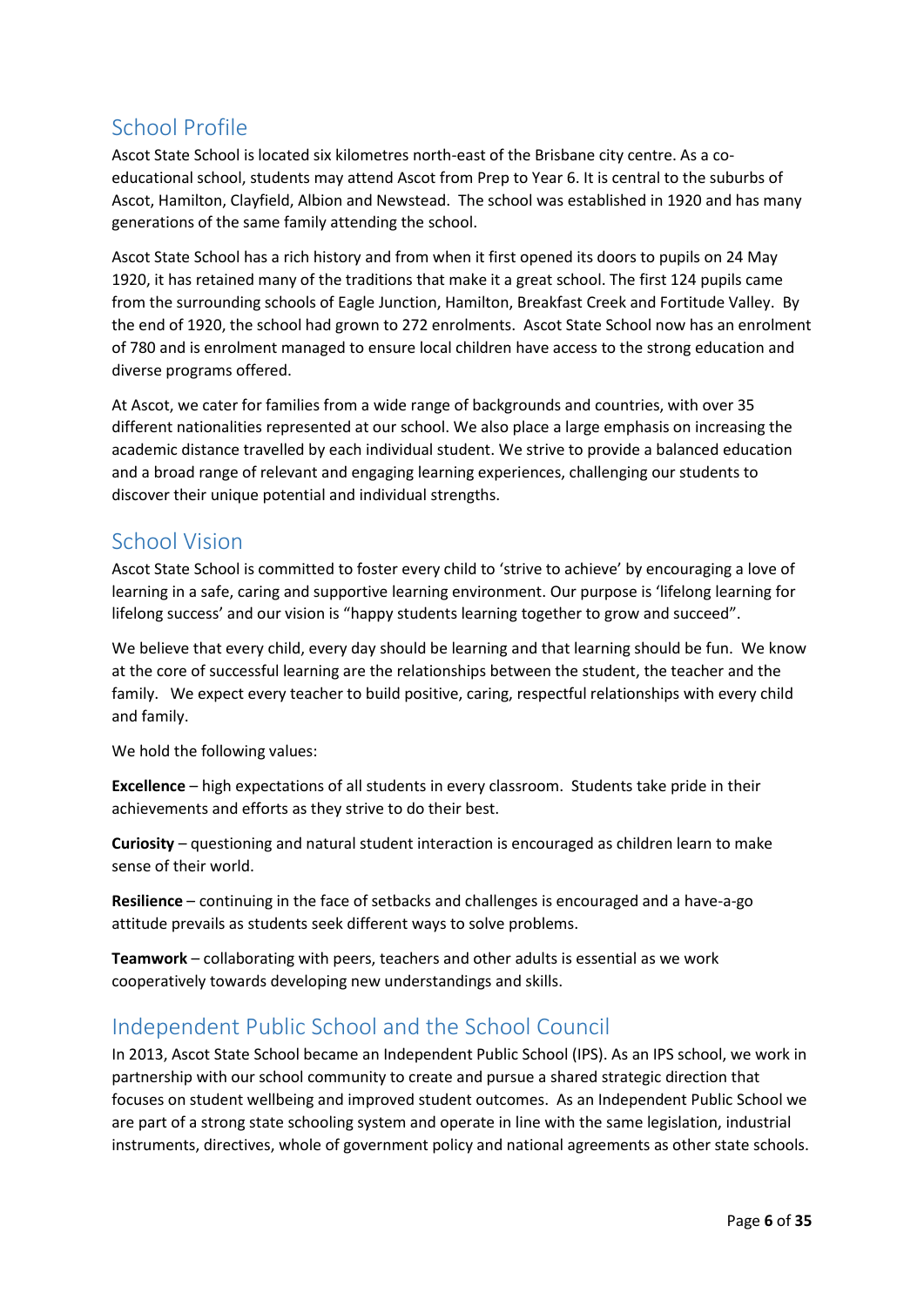## School Profile

Ascot State School is located six kilometres north-east of the Brisbane city centre. As a co-educational school, students may attend Ascot from Prep to Year 6. It is central to the suburbs of Ascot, Hamilton, Clayfield, Albion and Newstead. The school was established in 1920 and has many generations of the same family attending the school.

Ascot State School has a rich history and from when it first opened its doors to pupils on 24 May 1920, it has retained many of the traditions that make it a great school. The first 124 pupils came from the surrounding schools of Eagle Junction, Hamilton, Breakfast Creek and Fortitude Valley. By the end of 1920, the school had grown to 272 enrolments. Ascot State School now has an enrolment of 780 and is enrolment managed to ensure local children have access to the strong education and diverse programs offered.

At Ascot, we cater for families from a wide range of backgrounds and countries, with over 35 different nationalities represented at our school. We also place a large emphasis on increasing the academic distance travelled by each individual student. We strive to provide a balanced education and a broad range of relevant and engaging learning experiences, challenging our students to discover their unique potential and individual strengths.

## School Vision

Ascot State School is committed to foster every child to 'strive to achieve' by encouraging a love of learning in a safe, caring and supportive learning environment. Our purpose is 'lifelong learning for lifelong success' and our vision is "happy students learning together to grow and succeed".

We believe that every child, every day should be learning and that learning should be fun. We know at the core of successful learning are the relationships between the student, the teacher and the family. We expect every teacher to build positive, caring, respectful relationships with every child and family.

We hold the following values:

**Excellence** – high expectations of all students in every classroom. Students take pride in their achievements and efforts as they strive to do their best.

**Curiosity** – questioning and natural student interaction is encouraged as children learn to make sense of their world.

**Resilience** – continuing in the face of setbacks and challenges is encouraged and a have-a-go attitude prevails as students seek different ways to solve problems.

**Teamwork** – collaborating with peers, teachers and other adults is essential as we work cooperatively towards developing new understandings and skills.

## Independent Public School and the School Council

In 2013, Ascot State School became an Independent Public School (IPS). As an IPS school, we work in partnership with our school community to create and pursue a shared strategic direction that focuses on student wellbeing and improved student outcomes. As an Independent Public School we are part of a strong state schooling system and operate in line with the same legislation, industrial instruments, directives, whole of government policy and national agreements as other state schools.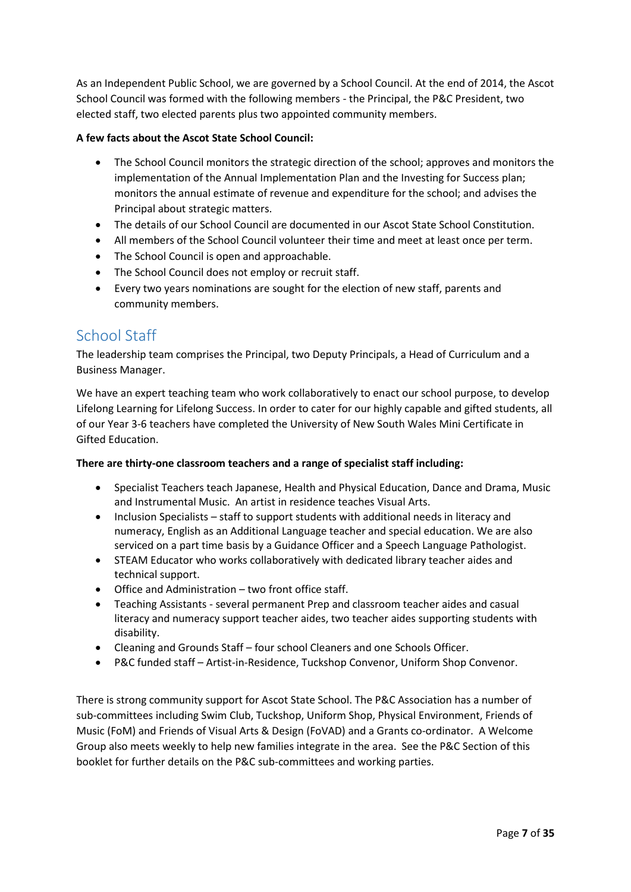As an Independent Public School, we are governed by a School Council. At the end of 2014, the Ascot School Council was formed with the following members - the Principal, the P&C President, two elected staff, two elected parents plus two appointed community members.

**A few facts about the Ascot State School Council:**

- The School Council monitors the strategic direction of the school; approves and monitors the implementation of the Annual Implementation Plan and the Investing for Success plan; monitors the annual estimate of revenue and expenditure for the school; and advises the Principal about strategic matters.
- The details of our School Council are documented in our Ascot State School Constitution.
- All members of the School Council volunteer their time and meet at least once per term.
- The School Council is open and approachable.
- The School Council does not employ or recruit staff.
- Every two years nominations are sought for the election of new staff, parents and community members.

## School Staff

The leadership team comprises the Principal, two Deputy Principals, a Head of Curriculum and a Business Manager.

We have an expert teaching team who work collaboratively to enact our school purpose, to develop Lifelong Learning for Lifelong Success. In order to cater for our highly capable and gifted students, all of our Year 3-6 teachers have completed the University of New South Wales Mini Certificate in Gifted Education.

**There are thirty-one classroom teachers and a range of specialist staff including:**

- Specialist Teachers teach Japanese, Health and Physical Education, Dance and Drama, Music and Instrumental Music. An artist in residence teaches Visual Arts.
- Inclusion Specialists – staff to support students with additional needs in literacy and numeracy, English as an Additional Language teacher and special education. We are also serviced on a part time basis by a Guidance Officer and a Speech Language Pathologist.
- STEAM Educator who works collaboratively with dedicated library teacher aides and technical support.
- Office and Administration – two front office staff.
- Teaching Assistants - several permanent Prep and classroom teacher aides and casual literacy and numeracy support teacher aides, two teacher aides supporting students with disability.
- Cleaning and Grounds Staff – four school Cleaners and one Schools Officer.
- P&C funded staff – Artist-in-Residence, Tuckshop Convenor, Uniform Shop Convenor.

There is strong community support for Ascot State School. The P&C Association has a number of sub-committees including Swim Club, Tuckshop, Uniform Shop, Physical Environment, Friends of Music (FoM) and Friends of Visual Arts & Design (FoVAD) and a Grants co-ordinator. A Welcome Group also meets weekly to help new families integrate in the area. See the P&C Section of this booklet for further details on the P&C sub-committees and working parties.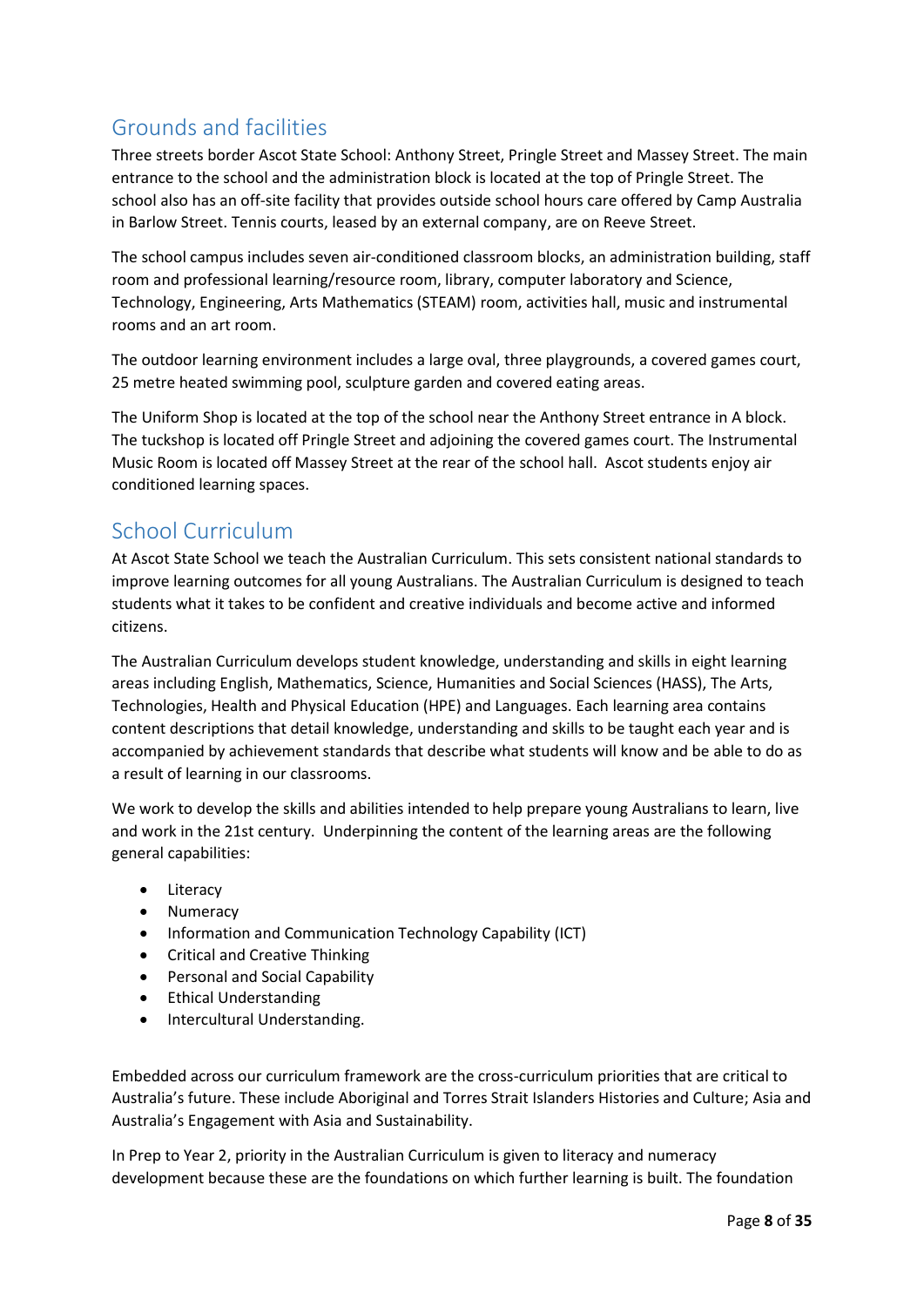## Grounds and facilities

Three streets border Ascot State School: Anthony Street, Pringle Street and Massey Street. The main entrance to the school and the administration block is located at the top of Pringle Street. The school also has an off-site facility that provides outside school hours care offered by Camp Australia in Barlow Street. Tennis courts, leased by an external company, are on Reeve Street.

The school campus includes seven air-conditioned classroom blocks, an administration building, staff room and professional learning/resource room, library, computer laboratory and Science, Technology, Engineering, Arts Mathematics (STEAM) room, activities hall, music and instrumental rooms and an art room.

The outdoor learning environment includes a large oval, three playgrounds, a covered games court, 25 metre heated swimming pool, sculpture garden and covered eating areas.

The Uniform Shop is located at the top of the school near the Anthony Street entrance in A block. The tuckshop is located off Pringle Street and adjoining the covered games court. The Instrumental Music Room is located off Massey Street at the rear of the school hall. Ascot students enjoy air conditioned learning spaces.

## School Curriculum

At Ascot State School we teach the Australian Curriculum. This sets consistent national standards to improve learning outcomes for all young Australians. The Australian Curriculum is designed to teach students what it takes to be confident and creative individuals and become active and informed citizens.

The Australian Curriculum develops student knowledge, understanding and skills in eight learning areas including English, Mathematics, Science, Humanities and Social Sciences (HASS), The Arts, Technologies, Health and Physical Education (HPE) and Languages. Each learning area contains content descriptions that detail knowledge, understanding and skills to be taught each year and is accompanied by achievement standards that describe what students will know and be able to do as a result of learning in our classrooms.

We work to develop the skills and abilities intended to help prepare young Australians to learn, live and work in the 21st century. Underpinning the content of the learning areas are the following general capabilities:

- Literacy
- Numeracy
- Information and Communication Technology Capability (ICT)
- Critical and Creative Thinking
- Personal and Social Capability
- Ethical Understanding
- Intercultural Understanding.

Embedded across our curriculum framework are the cross-curriculum priorities that are critical to Australia's future. These include Aboriginal and Torres Strait Islanders Histories and Culture; Asia and Australia's Engagement with Asia and Sustainability.

In Prep to Year 2, priority in the Australian Curriculum is given to literacy and numeracy development because these are the foundations on which further learning is built. The foundation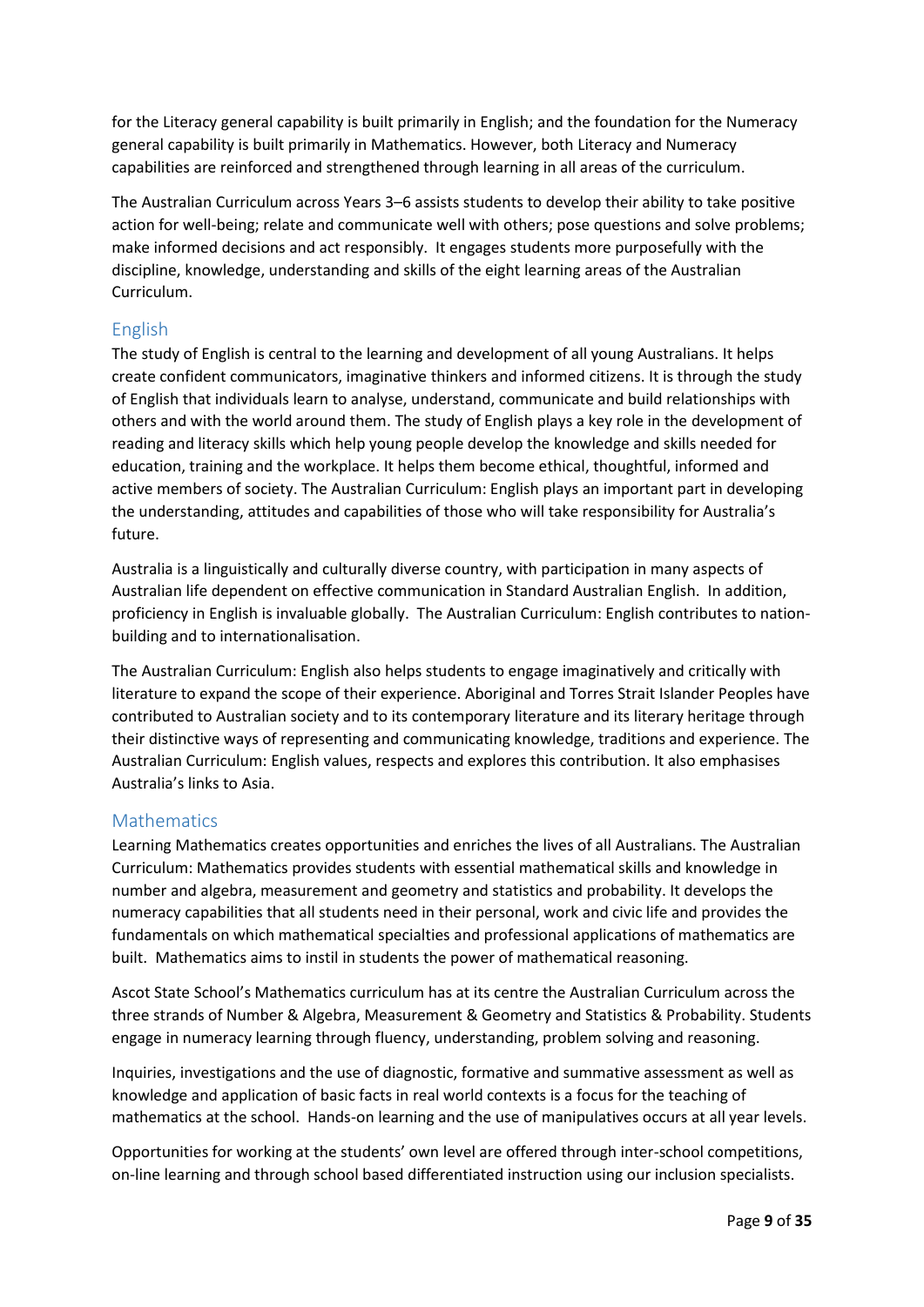for the Literacy general capability is built primarily in English; and the foundation for the Numeracy general capability is built primarily in Mathematics. However, both Literacy and Numeracy capabilities are reinforced and strengthened through learning in all areas of the curriculum.

The Australian Curriculum across Years 3–6 assists students to develop their ability to take positive action for well-being; relate and communicate well with others; pose questions and solve problems; make informed decisions and act responsibly. It engages students more purposefully with the discipline, knowledge, understanding and skills of the eight learning areas of the Australian Curriculum.

## English

The study of English is central to the learning and development of all young Australians. It helps create confident communicators, imaginative thinkers and informed citizens. It is through the study of English that individuals learn to analyse, understand, communicate and build relationships with others and with the world around them. The study of English plays a key role in the development of reading and literacy skills which help young people develop the knowledge and skills needed for education, training and the workplace. It helps them become ethical, thoughtful, informed and active members of society. The Australian Curriculum: English plays an important part in developing the understanding, attitudes and capabilities of those who will take responsibility for Australia's future.

Australia is a linguistically and culturally diverse country, with participation in many aspects of Australian life dependent on effective communication in Standard Australian English. In addition, proficiency in English is invaluable globally. The Australian Curriculum: English contributes to nation-building and to internationalisation.

The Australian Curriculum: English also helps students to engage imaginatively and critically with literature to expand the scope of their experience. Aboriginal and Torres Strait Islander Peoples have contributed to Australian society and to its contemporary literature and its literary heritage through their distinctive ways of representing and communicating knowledge, traditions and experience. The Australian Curriculum: English values, respects and explores this contribution. It also emphasises Australia's links to Asia.

## Mathematics

Learning Mathematics creates opportunities and enriches the lives of all Australians. The Australian Curriculum: Mathematics provides students with essential mathematical skills and knowledge in number and algebra, measurement and geometry and statistics and probability. It develops the numeracy capabilities that all students need in their personal, work and civic life and provides the fundamentals on which mathematical specialties and professional applications of mathematics are built. Mathematics aims to instil in students the power of mathematical reasoning.

Ascot State School's Mathematics curriculum has at its centre the Australian Curriculum across the three strands of Number & Algebra, Measurement & Geometry and Statistics & Probability. Students engage in numeracy learning through fluency, understanding, problem solving and reasoning.

Inquiries, investigations and the use of diagnostic, formative and summative assessment as well as knowledge and application of basic facts in real world contexts is a focus for the teaching of mathematics at the school. Hands-on learning and the use of manipulatives occurs at all year levels.

Opportunities for working at the students' own level are offered through inter-school competitions, on-line learning and through school based differentiated instruction using our inclusion specialists.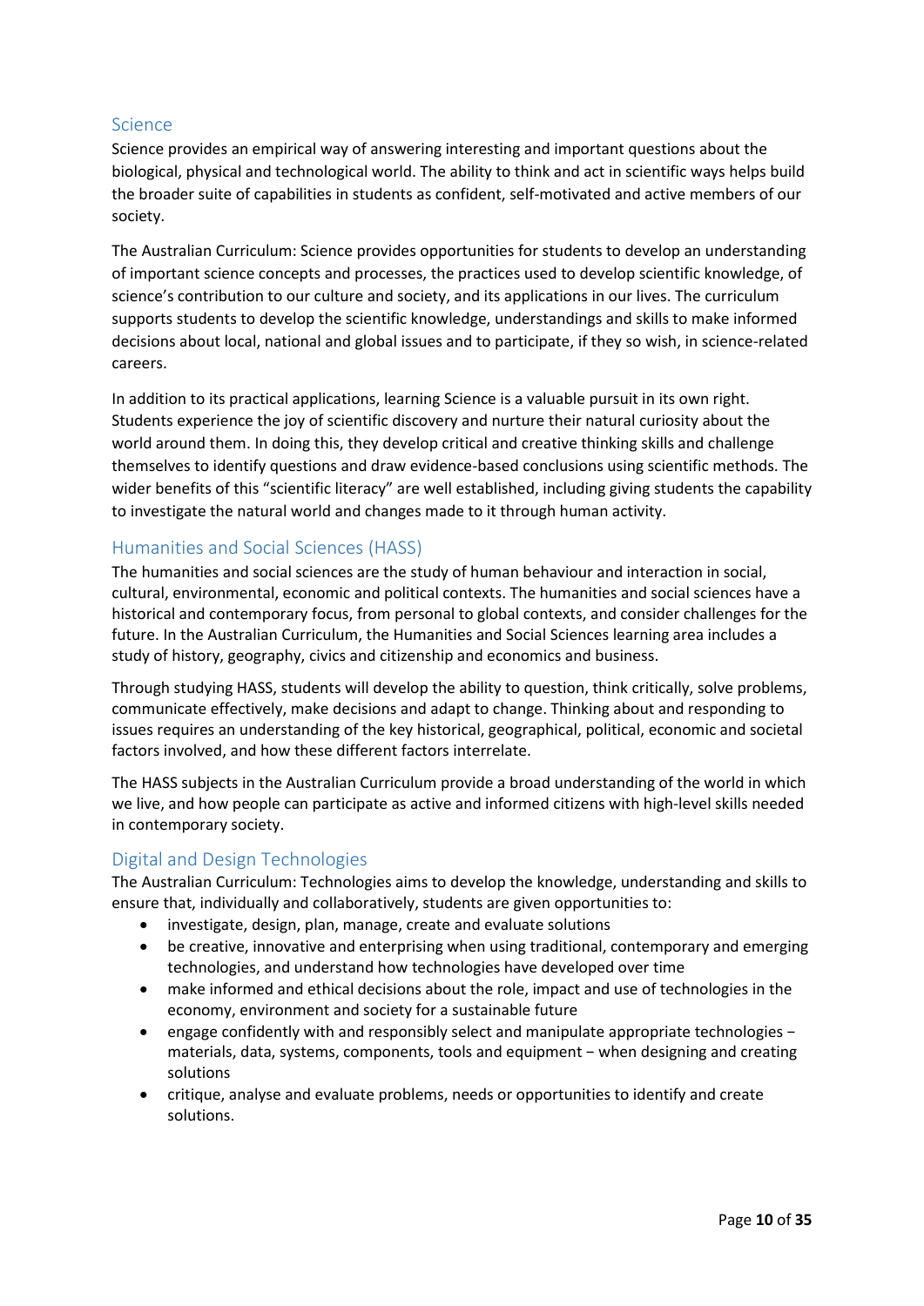## Science

Science provides an empirical way of answering interesting and important questions about the biological, physical and technological world. The ability to think and act in scientific ways helps build the broader suite of capabilities in students as confident, self-motivated and active members of our society.

The Australian Curriculum: Science provides opportunities for students to develop an understanding of important science concepts and processes, the practices used to develop scientific knowledge, of science's contribution to our culture and society, and its applications in our lives. The curriculum supports students to develop the scientific knowledge, understandings and skills to make informed decisions about local, national and global issues and to participate, if they so wish, in science-related careers.

In addition to its practical applications, learning Science is a valuable pursuit in its own right. Students experience the joy of scientific discovery and nurture their natural curiosity about the world around them. In doing this, they develop critical and creative thinking skills and challenge themselves to identify questions and draw evidence-based conclusions using scientific methods. The wider benefits of this "scientific literacy" are well established, including giving students the capability to investigate the natural world and changes made to it through human activity.

## Humanities and Social Sciences (HASS)

The humanities and social sciences are the study of human behaviour and interaction in social, cultural, environmental, economic and political contexts. The humanities and social sciences have a historical and contemporary focus, from personal to global contexts, and consider challenges for the future. In the Australian Curriculum, the Humanities and Social Sciences learning area includes a study of history, geography, civics and citizenship and economics and business.

Through studying HASS, students will develop the ability to question, think critically, solve problems, communicate effectively, make decisions and adapt to change. Thinking about and responding to issues requires an understanding of the key historical, geographical, political, economic and societal factors involved, and how these different factors interrelate.

The HASS subjects in the Australian Curriculum provide a broad understanding of the world in which we live, and how people can participate as active and informed citizens with high-level skills needed in contemporary society.

## Digital and Design Technologies

The Australian Curriculum: Technologies aims to develop the knowledge, understanding and skills to ensure that, individually and collaboratively, students are given opportunities to:

- investigate, design, plan, manage, create and evaluate solutions
- be creative, innovative and enterprising when using traditional, contemporary and emerging technologies, and understand how technologies have developed over time
- make informed and ethical decisions about the role, impact and use of technologies in the economy, environment and society for a sustainable future
- engage confidently with and responsibly select and manipulate appropriate technologies – materials, data, systems, components, tools and equipment – when designing and creating solutions
- critique, analyse and evaluate problems, needs or opportunities to identify and create solutions.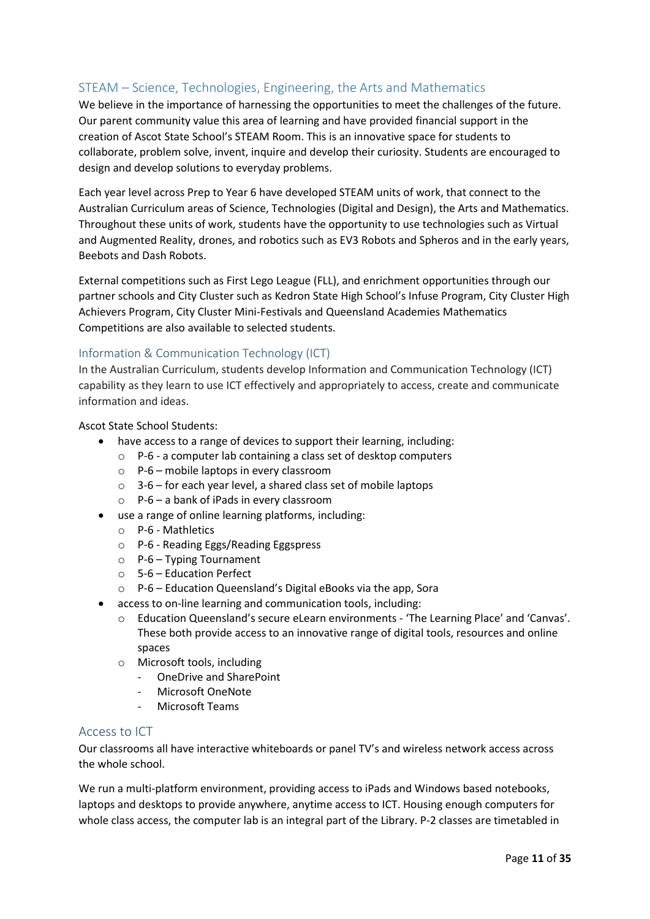## STEAM – Science, Technologies, Engineering, the Arts and Mathematics

We believe in the importance of harnessing the opportunities to meet the challenges of the future. Our parent community value this area of learning and have provided financial support in the creation of Ascot State School's STEAM Room. This is an innovative space for students to collaborate, problem solve, invent, inquire and develop their curiosity. Students are encouraged to design and develop solutions to everyday problems.

Each year level across Prep to Year 6 have developed STEAM units of work, that connect to the Australian Curriculum areas of Science, Technologies (Digital and Design), the Arts and Mathematics. Throughout these units of work, students have the opportunity to use technologies such as Virtual and Augmented Reality, drones, and robotics such as EV3 Robots and Spheros and in the early years, Beebots and Dash Robots.

External competitions such as First Lego League (FLL), and enrichment opportunities through our partner schools and City Cluster such as Kedron State High School's Infuse Program, City Cluster High Achievers Program, City Cluster Mini-Festivals and Queensland Academies Mathematics Competitions are also available to selected students.

## Information & Communication Technology (ICT)

In the Australian Curriculum, students develop Information and Communication Technology (ICT) capability as they learn to use ICT effectively and appropriately to access, create and communicate information and ideas.

Ascot State School Students:

- have access to a range of devices to support their learning, including:
  - P-6 - a computer lab containing a class set of desktop computers
  - P-6 – mobile laptops in every classroom
  - 3-6 – for each year level, a shared class set of mobile laptops
  - P-6 – a bank of iPads in every classroom
- use a range of online learning platforms, including:
  - P-6 - Mathletics
  - P-6 - Reading Eggs/Reading Eggspress
  - P-6 – Typing Tournament
  - 5-6 – Education Perfect
  - P-6 – Education Queensland's Digital eBooks via the app, Sora
- access to on-line learning and communication tools, including:
  - Education Queensland's secure eLearn environments - 'The Learning Place' and 'Canvas'. These both provide access to an innovative range of digital tools, resources and online spaces
  - Microsoft tools, including
    - OneDrive and SharePoint
    - Microsoft OneNote
    - Microsoft Teams

## Access to ICT

Our classrooms all have interactive whiteboards or panel TV's and wireless network access across the whole school.

We run a multi-platform environment, providing access to iPads and Windows based notebooks, laptops and desktops to provide anywhere, anytime access to ICT. Housing enough computers for whole class access, the computer lab is an integral part of the Library. P-2 classes are timetabled in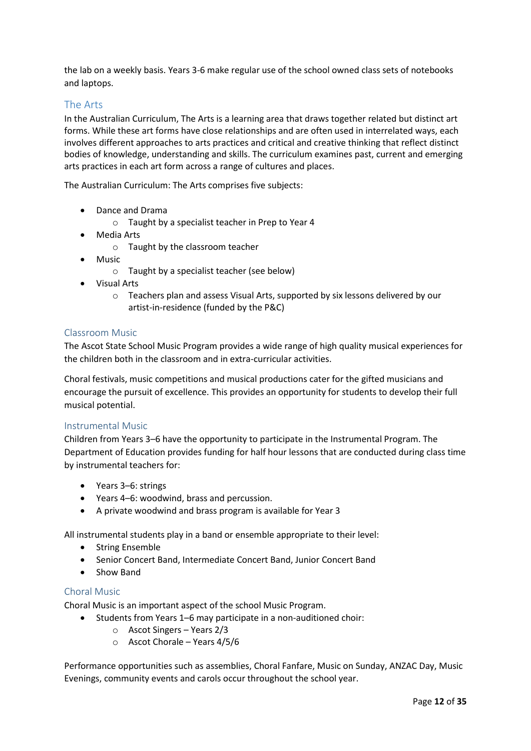the lab on a weekly basis. Years 3-6 make regular use of the school owned class sets of notebooks and laptops.

## The Arts

In the Australian Curriculum, The Arts is a learning area that draws together related but distinct art forms. While these art forms have close relationships and are often used in interrelated ways, each involves different approaches to arts practices and critical and creative thinking that reflect distinct bodies of knowledge, understanding and skills. The curriculum examines past, current and emerging arts practices in each art form across a range of cultures and places.

The Australian Curriculum: The Arts comprises five subjects:

- Dance and Drama
  - Taught by a specialist teacher in Prep to Year 4
- Media Arts
  - Taught by the classroom teacher
- Music
  - Taught by a specialist teacher (see below)
- Visual Arts
  - Teachers plan and assess Visual Arts, supported by six lessons delivered by our artist-in-residence (funded by the P&C)

### Classroom Music

The Ascot State School Music Program provides a wide range of high quality musical experiences for the children both in the classroom and in extra-curricular activities.

Choral festivals, music competitions and musical productions cater for the gifted musicians and encourage the pursuit of excellence. This provides an opportunity for students to develop their full musical potential.

### Instrumental Music

Children from Years 3–6 have the opportunity to participate in the Instrumental Program. The Department of Education provides funding for half hour lessons that are conducted during class time by instrumental teachers for:

- Years 3–6: strings
- Years 4–6: woodwind, brass and percussion.
- A private woodwind and brass program is available for Year 3

All instrumental students play in a band or ensemble appropriate to their level:

- String Ensemble
- Senior Concert Band, Intermediate Concert Band, Junior Concert Band
- Show Band

### Choral Music

Choral Music is an important aspect of the school Music Program.

- Students from Years 1–6 may participate in a non-auditioned choir:
  - Ascot Singers – Years 2/3
  - Ascot Chorale – Years 4/5/6

Performance opportunities such as assemblies, Choral Fanfare, Music on Sunday, ANZAC Day, Music Evenings, community events and carols occur throughout the school year.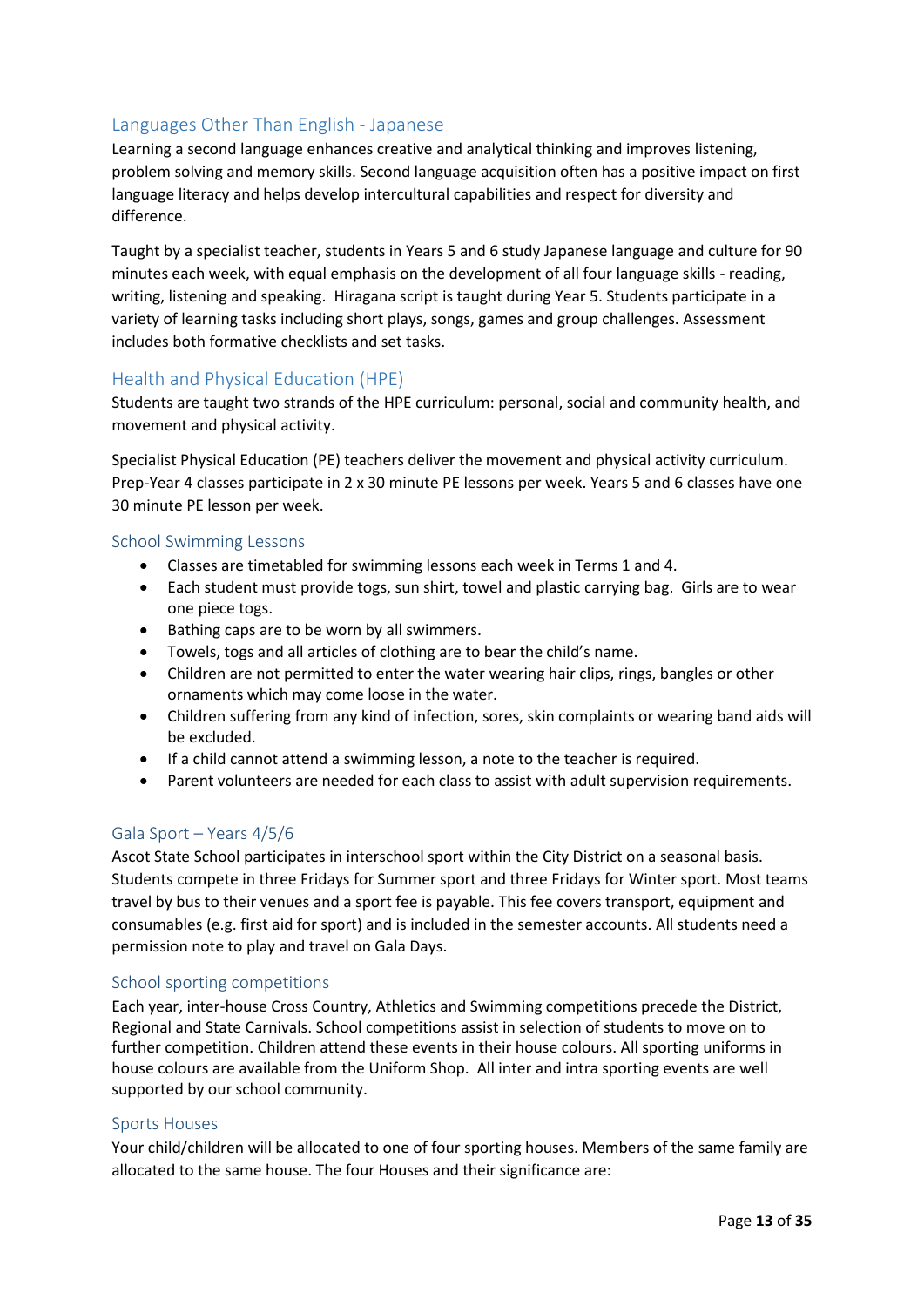## Languages Other Than English - Japanese

Learning a second language enhances creative and analytical thinking and improves listening, problem solving and memory skills. Second language acquisition often has a positive impact on first language literacy and helps develop intercultural capabilities and respect for diversity and difference.

Taught by a specialist teacher, students in Years 5 and 6 study Japanese language and culture for 90 minutes each week, with equal emphasis on the development of all four language skills - reading, writing, listening and speaking. Hiragana script is taught during Year 5. Students participate in a variety of learning tasks including short plays, songs, games and group challenges. Assessment includes both formative checklists and set tasks.

## Health and Physical Education (HPE)

Students are taught two strands of the HPE curriculum: personal, social and community health, and movement and physical activity.

Specialist Physical Education (PE) teachers deliver the movement and physical activity curriculum. Prep-Year 4 classes participate in 2 x 30 minute PE lessons per week. Years 5 and 6 classes have one 30 minute PE lesson per week.

### School Swimming Lessons

- Classes are timetabled for swimming lessons each week in Terms 1 and 4.
- Each student must provide togs, sun shirt, towel and plastic carrying bag. Girls are to wear one piece togs.
- Bathing caps are to be worn by all swimmers.
- Towels, togs and all articles of clothing are to bear the child's name.
- Children are not permitted to enter the water wearing hair clips, rings, bangles or other ornaments which may come loose in the water.
- Children suffering from any kind of infection, sores, skin complaints or wearing band aids will be excluded.
- If a child cannot attend a swimming lesson, a note to the teacher is required.
- Parent volunteers are needed for each class to assist with adult supervision requirements.

### Gala Sport – Years 4/5/6

Ascot State School participates in interschool sport within the City District on a seasonal basis. Students compete in three Fridays for Summer sport and three Fridays for Winter sport. Most teams travel by bus to their venues and a sport fee is payable. This fee covers transport, equipment and consumables (e.g. first aid for sport) and is included in the semester accounts. All students need a permission note to play and travel on Gala Days.

### School sporting competitions

Each year, inter-house Cross Country, Athletics and Swimming competitions precede the District, Regional and State Carnivals. School competitions assist in selection of students to move on to further competition. Children attend these events in their house colours. All sporting uniforms in house colours are available from the Uniform Shop. All inter and intra sporting events are well supported by our school community.

### Sports Houses

Your child/children will be allocated to one of four sporting houses. Members of the same family are allocated to the same house. The four Houses and their significance are: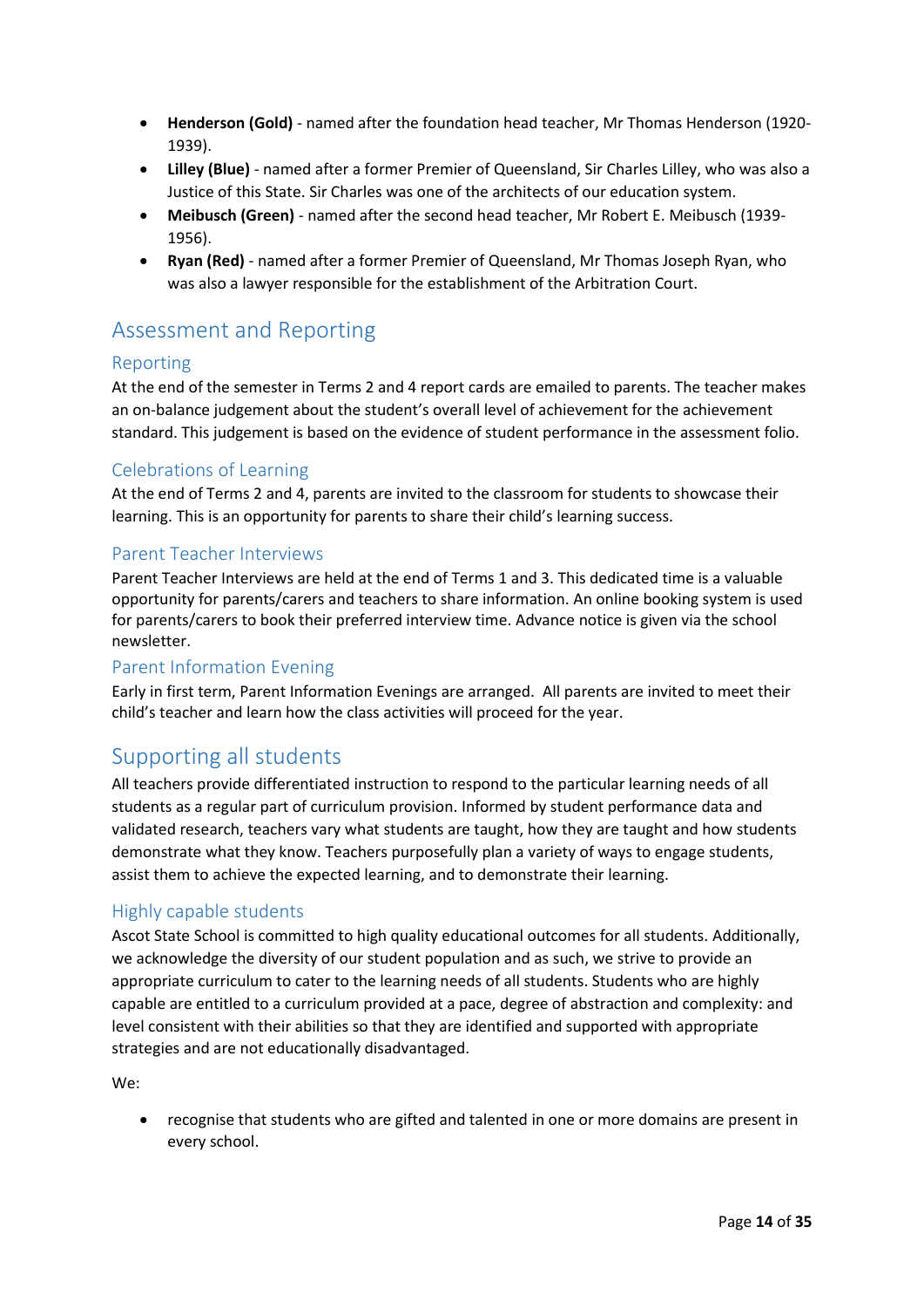- **Henderson (Gold)** - named after the foundation head teacher, Mr Thomas Henderson (1920-1939).
- **Lilley (Blue)** - named after a former Premier of Queensland, Sir Charles Lilley, who was also a Justice of this State. Sir Charles was one of the architects of our education system.
- **Meibusch (Green)** - named after the second head teacher, Mr Robert E. Meibusch (1939-1956).
- **Ryan (Red)** - named after a former Premier of Queensland, Mr Thomas Joseph Ryan, who was also a lawyer responsible for the establishment of the Arbitration Court.

## Assessment and Reporting

### Reporting

At the end of the semester in Terms 2 and 4 report cards are emailed to parents. The teacher makes an on-balance judgement about the student's overall level of achievement for the achievement standard. This judgement is based on the evidence of student performance in the assessment folio.

### Celebrations of Learning

At the end of Terms 2 and 4, parents are invited to the classroom for students to showcase their learning. This is an opportunity for parents to share their child's learning success.

### Parent Teacher Interviews

Parent Teacher Interviews are held at the end of Terms 1 and 3. This dedicated time is a valuable opportunity for parents/carers and teachers to share information. An online booking system is used for parents/carers to book their preferred interview time. Advance notice is given via the school newsletter.

### Parent Information Evening

Early in first term, Parent Information Evenings are arranged. All parents are invited to meet their child's teacher and learn how the class activities will proceed for the year.

## Supporting all students

All teachers provide differentiated instruction to respond to the particular learning needs of all students as a regular part of curriculum provision. Informed by student performance data and validated research, teachers vary what students are taught, how they are taught and how students demonstrate what they know. Teachers purposefully plan a variety of ways to engage students, assist them to achieve the expected learning, and to demonstrate their learning.

### Highly capable students

Ascot State School is committed to high quality educational outcomes for all students. Additionally, we acknowledge the diversity of our student population and as such, we strive to provide an appropriate curriculum to cater to the learning needs of all students. Students who are highly capable are entitled to a curriculum provided at a pace, degree of abstraction and complexity: and level consistent with their abilities so that they are identified and supported with appropriate strategies and are not educationally disadvantaged.

We:

- recognise that students who are gifted and talented in one or more domains are present in every school.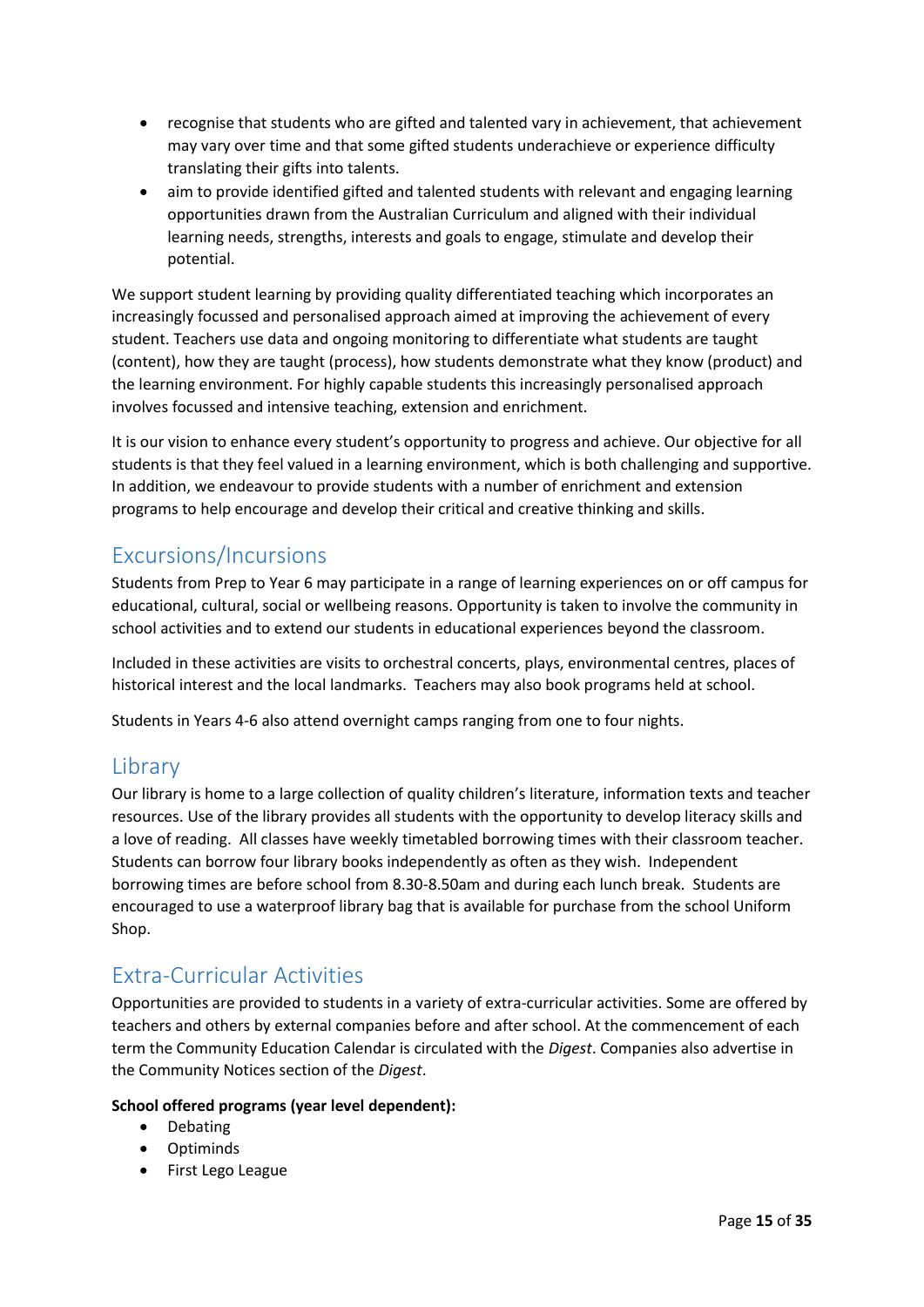- recognise that students who are gifted and talented vary in achievement, that achievement may vary over time and that some gifted students underachieve or experience difficulty translating their gifts into talents.
- aim to provide identified gifted and talented students with relevant and engaging learning opportunities drawn from the Australian Curriculum and aligned with their individual learning needs, strengths, interests and goals to engage, stimulate and develop their potential.

We support student learning by providing quality differentiated teaching which incorporates an increasingly focussed and personalised approach aimed at improving the achievement of every student. Teachers use data and ongoing monitoring to differentiate what students are taught (content), how they are taught (process), how students demonstrate what they know (product) and the learning environment. For highly capable students this increasingly personalised approach involves focussed and intensive teaching, extension and enrichment.

It is our vision to enhance every student's opportunity to progress and achieve. Our objective for all students is that they feel valued in a learning environment, which is both challenging and supportive. In addition, we endeavour to provide students with a number of enrichment and extension programs to help encourage and develop their critical and creative thinking and skills.

## Excursions/Incursions

Students from Prep to Year 6 may participate in a range of learning experiences on or off campus for educational, cultural, social or wellbeing reasons. Opportunity is taken to involve the community in school activities and to extend our students in educational experiences beyond the classroom.

Included in these activities are visits to orchestral concerts, plays, environmental centres, places of historical interest and the local landmarks. Teachers may also book programs held at school.

Students in Years 4-6 also attend overnight camps ranging from one to four nights.

## Library

Our library is home to a large collection of quality children's literature, information texts and teacher resources. Use of the library provides all students with the opportunity to develop literacy skills and a love of reading. All classes have weekly timetabled borrowing times with their classroom teacher. Students can borrow four library books independently as often as they wish. Independent borrowing times are before school from 8.30-8.50am and during each lunch break. Students are encouraged to use a waterproof library bag that is available for purchase from the school Uniform Shop.

## Extra-Curricular Activities

Opportunities are provided to students in a variety of extra-curricular activities. Some are offered by teachers and others by external companies before and after school. At the commencement of each term the Community Education Calendar is circulated with the *Digest*. Companies also advertise in the Community Notices section of the *Digest*.

**School offered programs (year level dependent):**

- Debating
- Optiminds
- First Lego League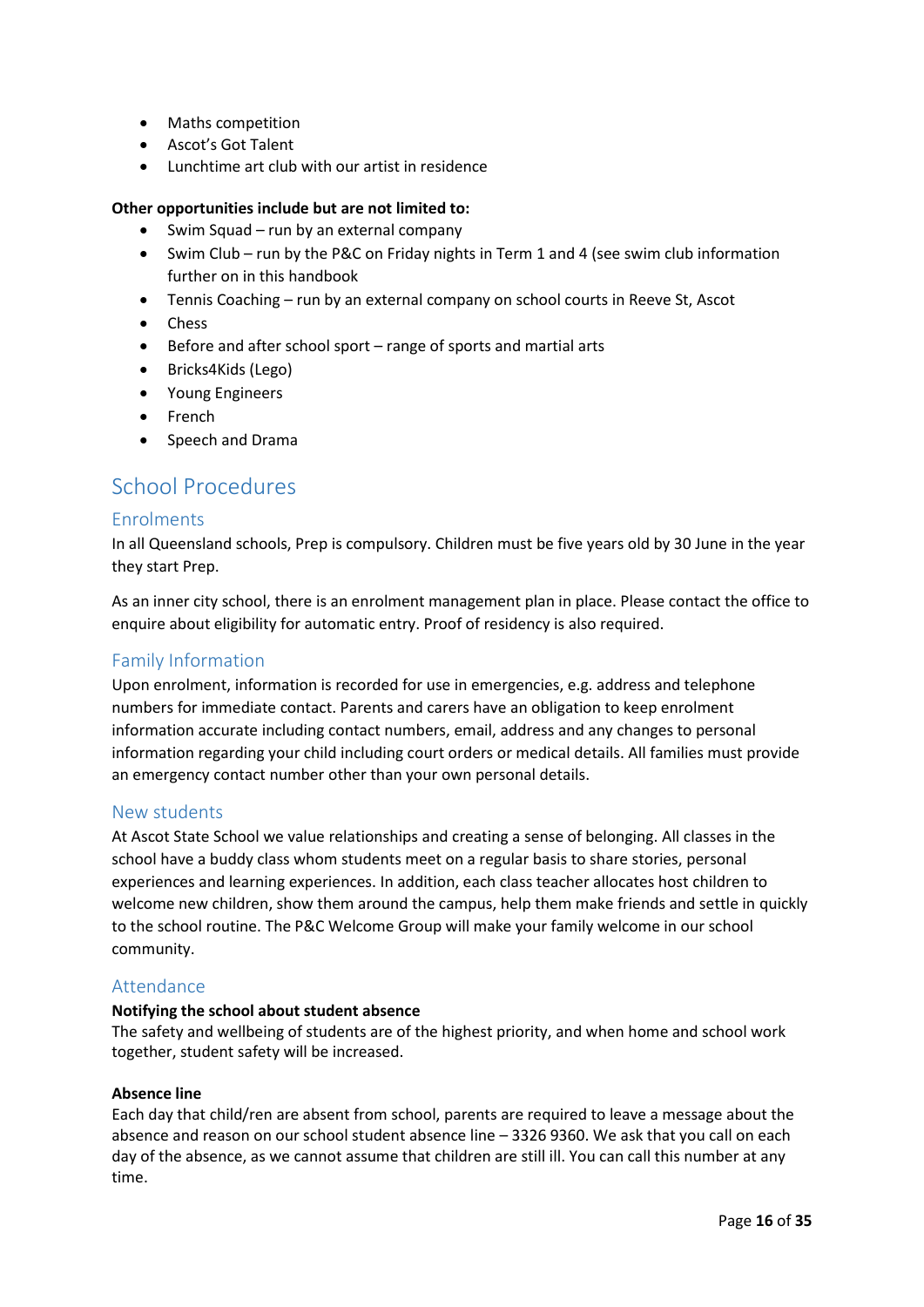- Maths competition
- Ascot's Got Talent
- Lunchtime art club with our artist in residence

**Other opportunities include but are not limited to:**

- Swim Squad – run by an external company
- Swim Club – run by the P&C on Friday nights in Term 1 and 4 (see swim club information further on in this handbook
- Tennis Coaching – run by an external company on school courts in Reeve St, Ascot
- Chess
- Before and after school sport – range of sports and martial arts
- Bricks4Kids (Lego)
- Young Engineers
- French
- Speech and Drama

# School Procedures

## Enrolments

In all Queensland schools, Prep is compulsory. Children must be five years old by 30 June in the year they start Prep.

As an inner city school, there is an enrolment management plan in place. Please contact the office to enquire about eligibility for automatic entry. Proof of residency is also required.

## Family Information

Upon enrolment, information is recorded for use in emergencies, e.g. address and telephone numbers for immediate contact. Parents and carers have an obligation to keep enrolment information accurate including contact numbers, email, address and any changes to personal information regarding your child including court orders or medical details. All families must provide an emergency contact number other than your own personal details.

## New students

At Ascot State School we value relationships and creating a sense of belonging. All classes in the school have a buddy class whom students meet on a regular basis to share stories, personal experiences and learning experiences. In addition, each class teacher allocates host children to welcome new children, show them around the campus, help them make friends and settle in quickly to the school routine. The P&C Welcome Group will make your family welcome in our school community.

## Attendance

**Notifying the school about student absence**

The safety and wellbeing of students are of the highest priority, and when home and school work together, student safety will be increased.

**Absence line**

Each day that child/ren are absent from school, parents are required to leave a message about the absence and reason on our school student absence line – 3326 9360. We ask that you call on each day of the absence, as we cannot assume that children are still ill. You can call this number at any time.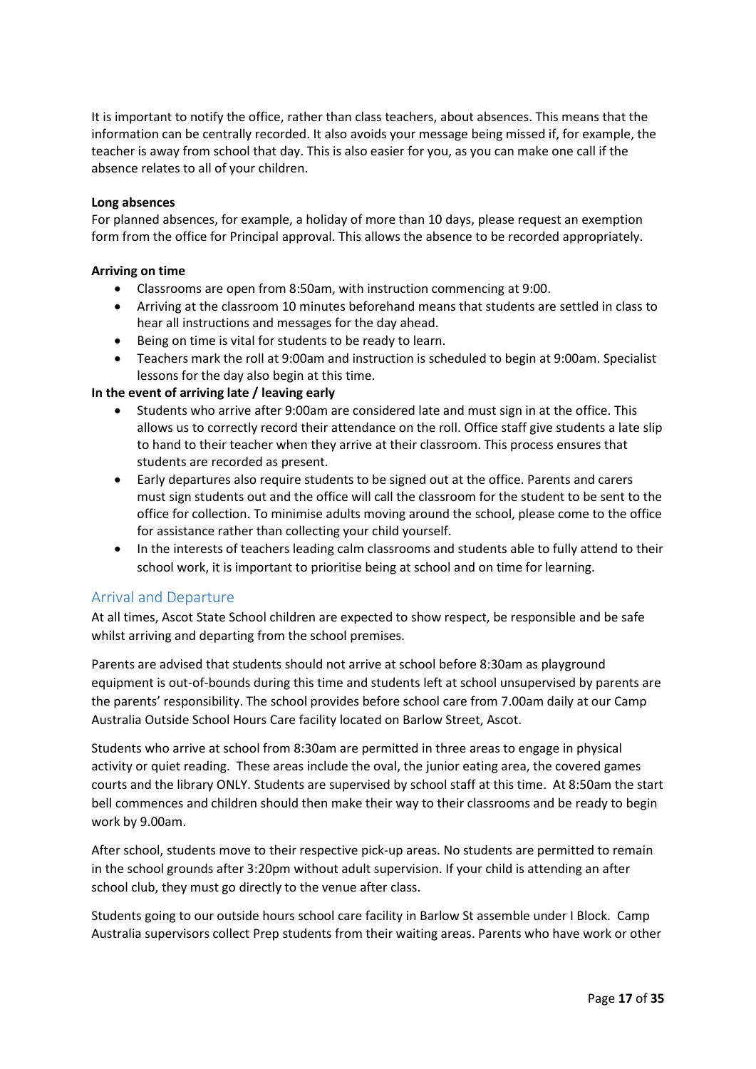It is important to notify the office, rather than class teachers, about absences. This means that the information can be centrally recorded. It also avoids your message being missed if, for example, the teacher is away from school that day. This is also easier for you, as you can make one call if the absence relates to all of your children.

**Long absences**

For planned absences, for example, a holiday of more than 10 days, please request an exemption form from the office for Principal approval. This allows the absence to be recorded appropriately.

**Arriving on time**

- Classrooms are open from 8:50am, with instruction commencing at 9:00.
- Arriving at the classroom 10 minutes beforehand means that students are settled in class to hear all instructions and messages for the day ahead.
- Being on time is vital for students to be ready to learn.
- Teachers mark the roll at 9:00am and instruction is scheduled to begin at 9:00am. Specialist lessons for the day also begin at this time.

**In the event of arriving late / leaving early**

- Students who arrive after 9:00am are considered late and must sign in at the office. This allows us to correctly record their attendance on the roll. Office staff give students a late slip to hand to their teacher when they arrive at their classroom. This process ensures that students are recorded as present.
- Early departures also require students to be signed out at the office. Parents and carers must sign students out and the office will call the classroom for the student to be sent to the office for collection. To minimise adults moving around the school, please come to the office for assistance rather than collecting your child yourself.
- In the interests of teachers leading calm classrooms and students able to fully attend to their school work, it is important to prioritise being at school and on time for learning.

## Arrival and Departure

At all times, Ascot State School children are expected to show respect, be responsible and be safe whilst arriving and departing from the school premises.

Parents are advised that students should not arrive at school before 8:30am as playground equipment is out-of-bounds during this time and students left at school unsupervised by parents are the parents' responsibility. The school provides before school care from 7.00am daily at our Camp Australia Outside School Hours Care facility located on Barlow Street, Ascot.

Students who arrive at school from 8:30am are permitted in three areas to engage in physical activity or quiet reading. These areas include the oval, the junior eating area, the covered games courts and the library ONLY. Students are supervised by school staff at this time. At 8:50am the start bell commences and children should then make their way to their classrooms and be ready to begin work by 9.00am.

After school, students move to their respective pick-up areas. No students are permitted to remain in the school grounds after 3:20pm without adult supervision. If your child is attending an after school club, they must go directly to the venue after class.

Students going to our outside hours school care facility in Barlow St assemble under I Block. Camp Australia supervisors collect Prep students from their waiting areas. Parents who have work or other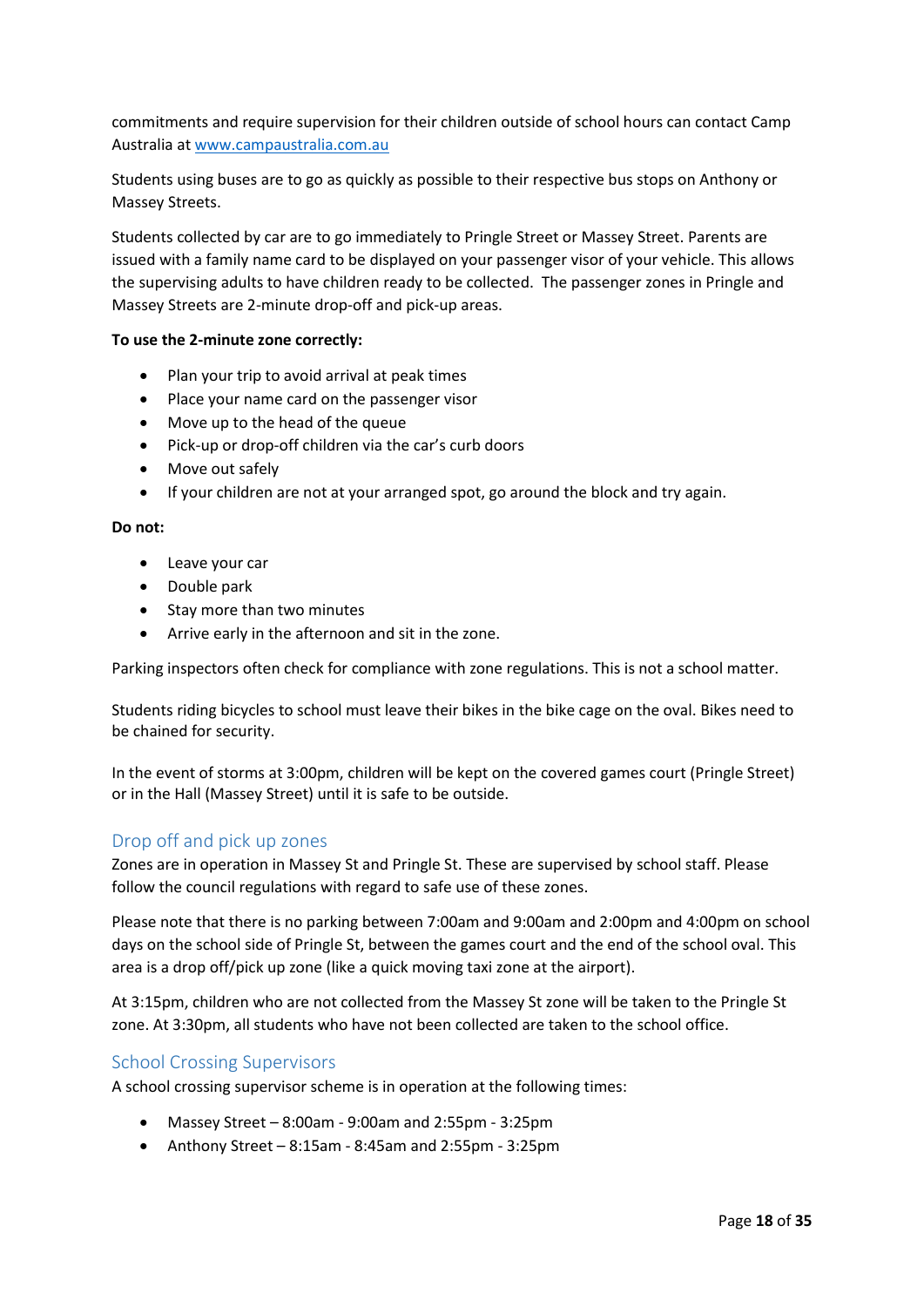commitments and require supervision for their children outside of school hours can contact Camp Australia at [www.campaustralia.com.au](http://www.campaustralia.com.au)

Students using buses are to go as quickly as possible to their respective bus stops on Anthony or Massey Streets.

Students collected by car are to go immediately to Pringle Street or Massey Street. Parents are issued with a family name card to be displayed on your passenger visor of your vehicle. This allows the supervising adults to have children ready to be collected. The passenger zones in Pringle and Massey Streets are 2-minute drop-off and pick-up areas.

**To use the 2-minute zone correctly:**

- Plan your trip to avoid arrival at peak times
- Place your name card on the passenger visor
- Move up to the head of the queue
- Pick-up or drop-off children via the car's curb doors
- Move out safely
- If your children are not at your arranged spot, go around the block and try again.

**Do not:**

- Leave your car
- Double park
- Stay more than two minutes
- Arrive early in the afternoon and sit in the zone.

Parking inspectors often check for compliance with zone regulations. This is not a school matter.

Students riding bicycles to school must leave their bikes in the bike cage on the oval. Bikes need to be chained for security.

In the event of storms at 3:00pm, children will be kept on the covered games court (Pringle Street) or in the Hall (Massey Street) until it is safe to be outside.

## Drop off and pick up zones

Zones are in operation in Massey St and Pringle St. These are supervised by school staff. Please follow the council regulations with regard to safe use of these zones.

Please note that there is no parking between 7:00am and 9:00am and 2:00pm and 4:00pm on school days on the school side of Pringle St, between the games court and the end of the school oval. This area is a drop off/pick up zone (like a quick moving taxi zone at the airport).

At 3:15pm, children who are not collected from the Massey St zone will be taken to the Pringle St zone. At 3:30pm, all students who have not been collected are taken to the school office.

## School Crossing Supervisors

A school crossing supervisor scheme is in operation at the following times:

- Massey Street – 8:00am - 9:00am and 2:55pm - 3:25pm
- Anthony Street – 8:15am - 8:45am and 2:55pm - 3:25pm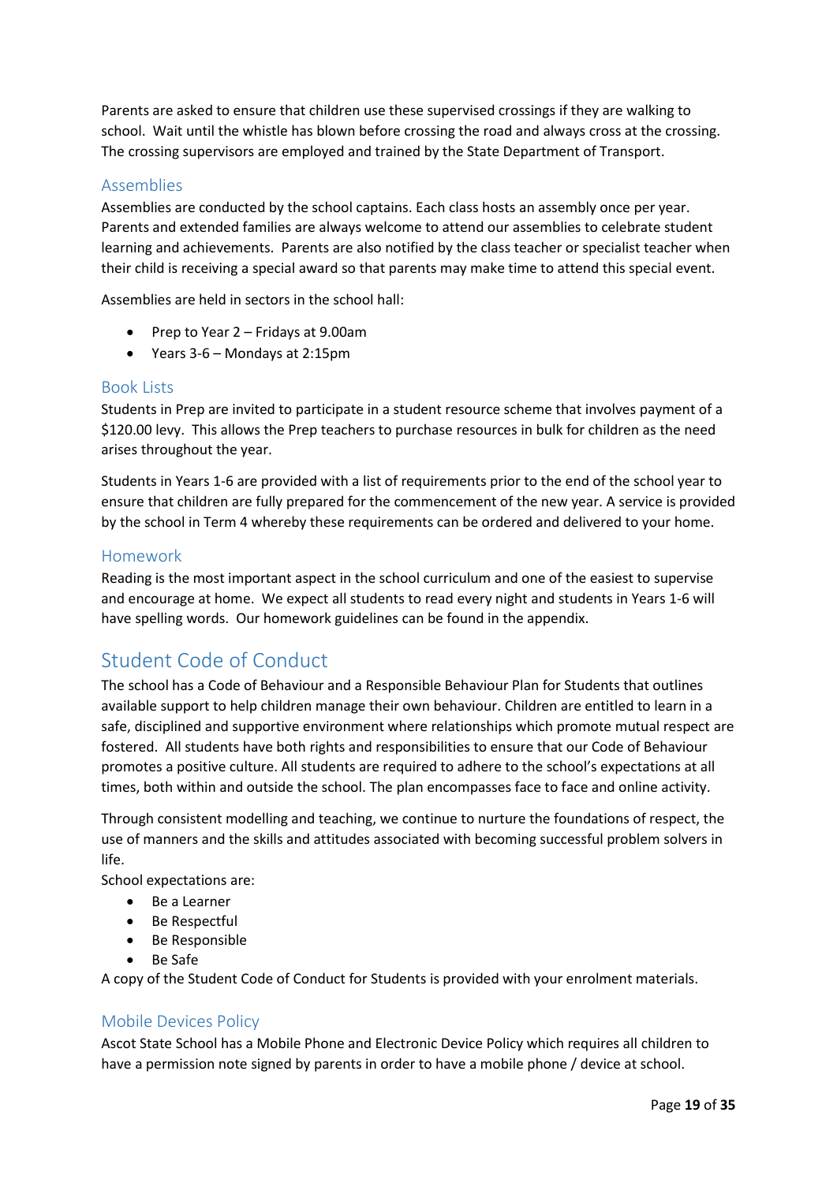Parents are asked to ensure that children use these supervised crossings if they are walking to school. Wait until the whistle has blown before crossing the road and always cross at the crossing. The crossing supervisors are employed and trained by the State Department of Transport.

### Assemblies

Assemblies are conducted by the school captains. Each class hosts an assembly once per year. Parents and extended families are always welcome to attend our assemblies to celebrate student learning and achievements. Parents are also notified by the class teacher or specialist teacher when their child is receiving a special award so that parents may make time to attend this special event.

Assemblies are held in sectors in the school hall:

- Prep to Year 2 – Fridays at 9.00am
- Years 3-6 – Mondays at 2:15pm

### Book Lists

Students in Prep are invited to participate in a student resource scheme that involves payment of a $120.00 levy. This allows the Prep teachers to purchase resources in bulk for children as the need arises throughout the year.

Students in Years 1-6 are provided with a list of requirements prior to the end of the school year to ensure that children are fully prepared for the commencement of the new year. A service is provided by the school in Term 4 whereby these requirements can be ordered and delivered to your home.

### Homework

Reading is the most important aspect in the school curriculum and one of the easiest to supervise and encourage at home. We expect all students to read every night and students in Years 1-6 will have spelling words. Our homework guidelines can be found in the appendix.

## Student Code of Conduct

The school has a Code of Behaviour and a Responsible Behaviour Plan for Students that outlines available support to help children manage their own behaviour. Children are entitled to learn in a safe, disciplined and supportive environment where relationships which promote mutual respect are fostered. All students have both rights and responsibilities to ensure that our Code of Behaviour promotes a positive culture. All students are required to adhere to the school's expectations at all times, both within and outside the school. The plan encompasses face to face and online activity.

Through consistent modelling and teaching, we continue to nurture the foundations of respect, the use of manners and the skills and attitudes associated with becoming successful problem solvers in life.

School expectations are:

- Be a Learner
- Be Respectful
- Be Responsible
- Be Safe

A copy of the Student Code of Conduct for Students is provided with your enrolment materials.

### Mobile Devices Policy

Ascot State School has a Mobile Phone and Electronic Device Policy which requires all children to have a permission note signed by parents in order to have a mobile phone / device at school.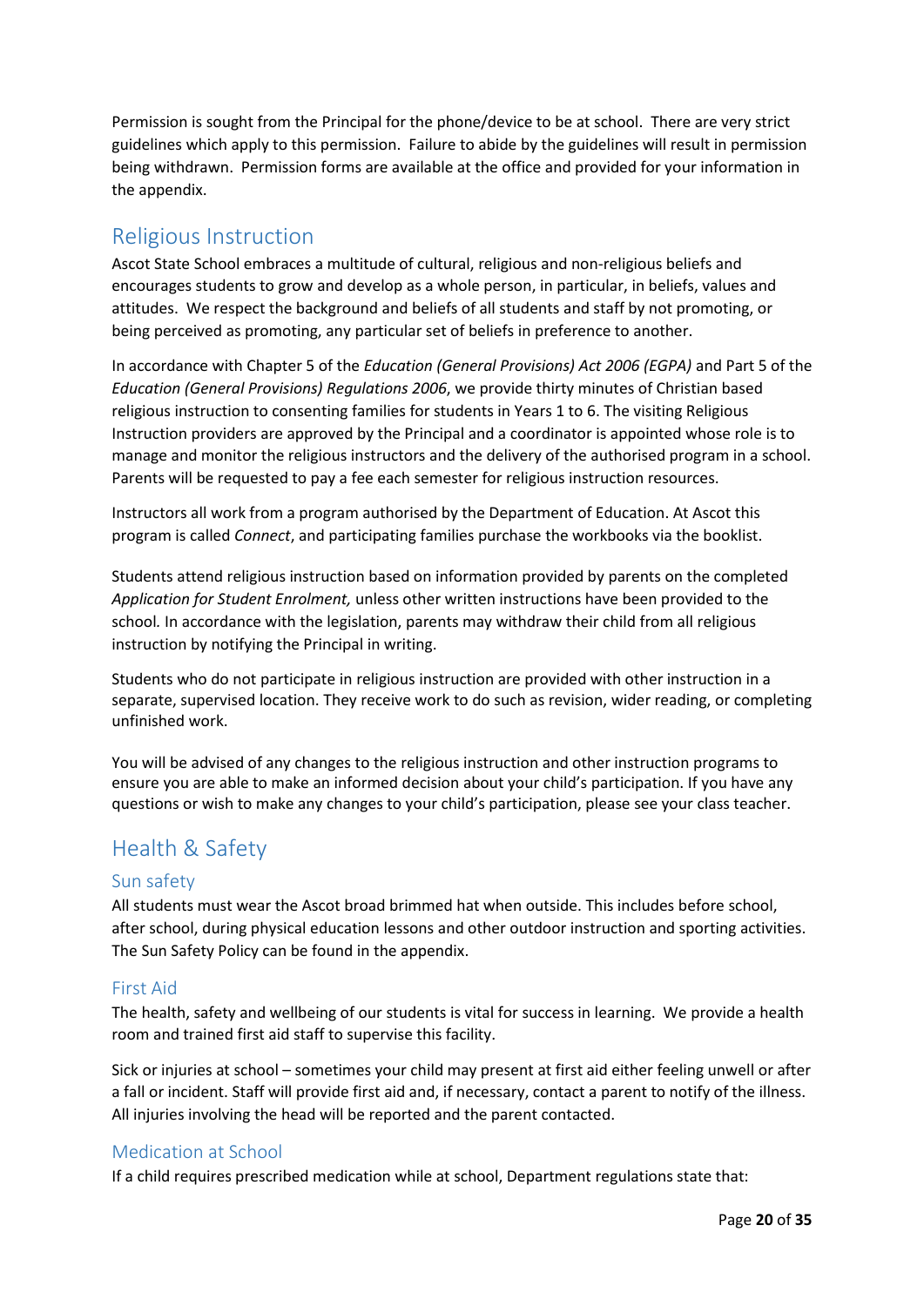Permission is sought from the Principal for the phone/device to be at school. There are very strict guidelines which apply to this permission. Failure to abide by the guidelines will result in permission being withdrawn. Permission forms are available at the office and provided for your information in the appendix.

## Religious Instruction

Ascot State School embraces a multitude of cultural, religious and non-religious beliefs and encourages students to grow and develop as a whole person, in particular, in beliefs, values and attitudes. We respect the background and beliefs of all students and staff by not promoting, or being perceived as promoting, any particular set of beliefs in preference to another.

In accordance with Chapter 5 of the *Education (General Provisions) Act 2006 (EGPA)* and Part 5 of the *Education (General Provisions) Regulations 2006*, we provide thirty minutes of Christian based religious instruction to consenting families for students in Years 1 to 6. The visiting Religious Instruction providers are approved by the Principal and a coordinator is appointed whose role is to manage and monitor the religious instructors and the delivery of the authorised program in a school. Parents will be requested to pay a fee each semester for religious instruction resources.

Instructors all work from a program authorised by the Department of Education. At Ascot this program is called *Connect*, and participating families purchase the workbooks via the booklist.

Students attend religious instruction based on information provided by parents on the completed *Application for Student Enrolment,* unless other written instructions have been provided to the school. In accordance with the legislation, parents may withdraw their child from all religious instruction by notifying the Principal in writing.

Students who do not participate in religious instruction are provided with other instruction in a separate, supervised location. They receive work to do such as revision, wider reading, or completing unfinished work.

You will be advised of any changes to the religious instruction and other instruction programs to ensure you are able to make an informed decision about your child's participation. If you have any questions or wish to make any changes to your child's participation, please see your class teacher.

## Health & Safety

### Sun safety

All students must wear the Ascot broad brimmed hat when outside. This includes before school, after school, during physical education lessons and other outdoor instruction and sporting activities. The Sun Safety Policy can be found in the appendix.

### First Aid

The health, safety and wellbeing of our students is vital for success in learning. We provide a health room and trained first aid staff to supervise this facility.

Sick or injuries at school – sometimes your child may present at first aid either feeling unwell or after a fall or incident. Staff will provide first aid and, if necessary, contact a parent to notify of the illness. All injuries involving the head will be reported and the parent contacted.

### Medication at School

If a child requires prescribed medication while at school, Department regulations state that: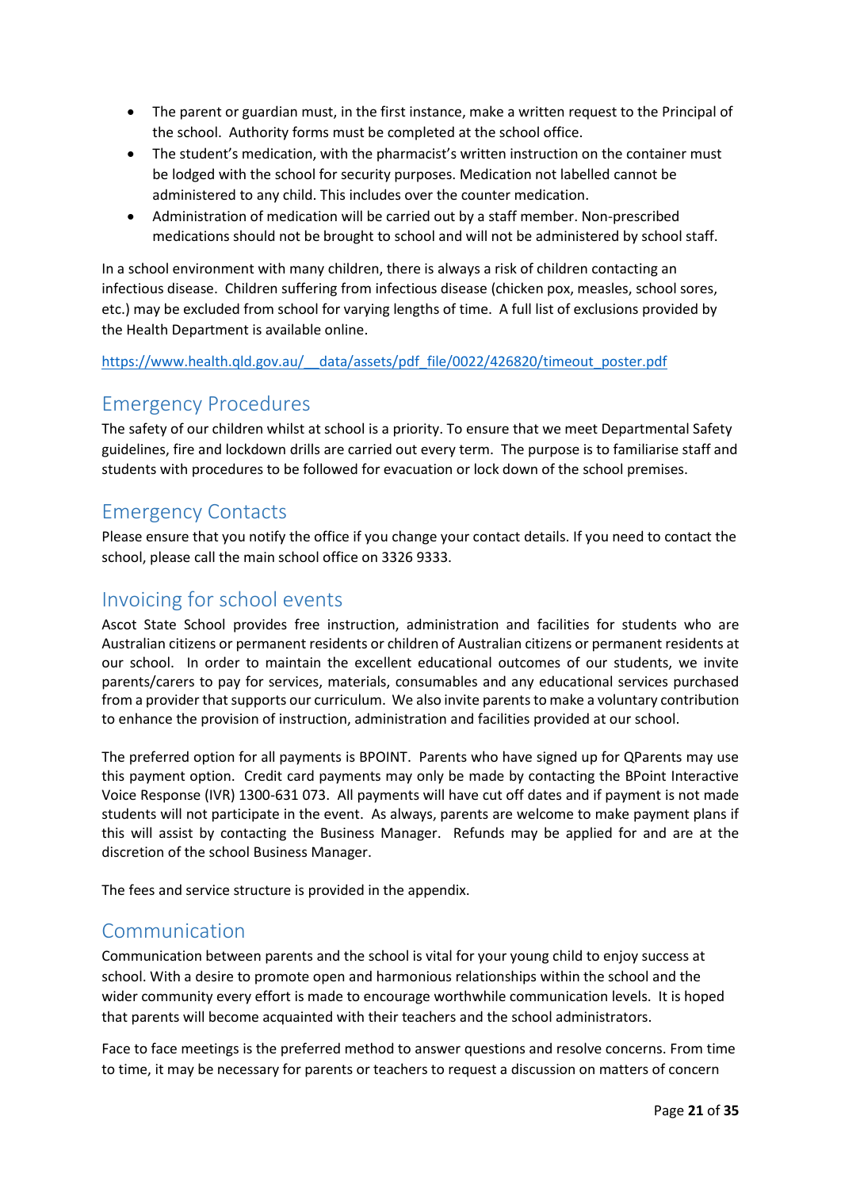- The parent or guardian must, in the first instance, make a written request to the Principal of the school. Authority forms must be completed at the school office.
- The student's medication, with the pharmacist's written instruction on the container must be lodged with the school for security purposes. Medication not labelled cannot be administered to any child. This includes over the counter medication.
- Administration of medication will be carried out by a staff member. Non-prescribed medications should not be brought to school and will not be administered by school staff.

In a school environment with many children, there is always a risk of children contacting an infectious disease. Children suffering from infectious disease (chicken pox, measles, school sores, etc.) may be excluded from school for varying lengths of time. A full list of exclusions provided by the Health Department is available online.

https://www.health.qld.gov.au/__data/assets/pdf_file/0022/426820/timeout_poster.pdf

## Emergency Procedures

The safety of our children whilst at school is a priority. To ensure that we meet Departmental Safety guidelines, fire and lockdown drills are carried out every term. The purpose is to familiarise staff and students with procedures to be followed for evacuation or lock down of the school premises.

## Emergency Contacts

Please ensure that you notify the office if you change your contact details. If you need to contact the school, please call the main school office on 3326 9333.

## Invoicing for school events

Ascot State School provides free instruction, administration and facilities for students who are Australian citizens or permanent residents or children of Australian citizens or permanent residents at our school. In order to maintain the excellent educational outcomes of our students, we invite parents/carers to pay for services, materials, consumables and any educational services purchased from a provider that supports our curriculum. We also invite parents to make a voluntary contribution to enhance the provision of instruction, administration and facilities provided at our school.

The preferred option for all payments is BPOINT. Parents who have signed up for QParents may use this payment option. Credit card payments may only be made by contacting the BPoint Interactive Voice Response (IVR) 1300-631 073. All payments will have cut off dates and if payment is not made students will not participate in the event. As always, parents are welcome to make payment plans if this will assist by contacting the Business Manager. Refunds may be applied for and are at the discretion of the school Business Manager.

The fees and service structure is provided in the appendix.

## Communication

Communication between parents and the school is vital for your young child to enjoy success at school. With a desire to promote open and harmonious relationships within the school and the wider community every effort is made to encourage worthwhile communication levels. It is hoped that parents will become acquainted with their teachers and the school administrators.

Face to face meetings is the preferred method to answer questions and resolve concerns. From time to time, it may be necessary for parents or teachers to request a discussion on matters of concern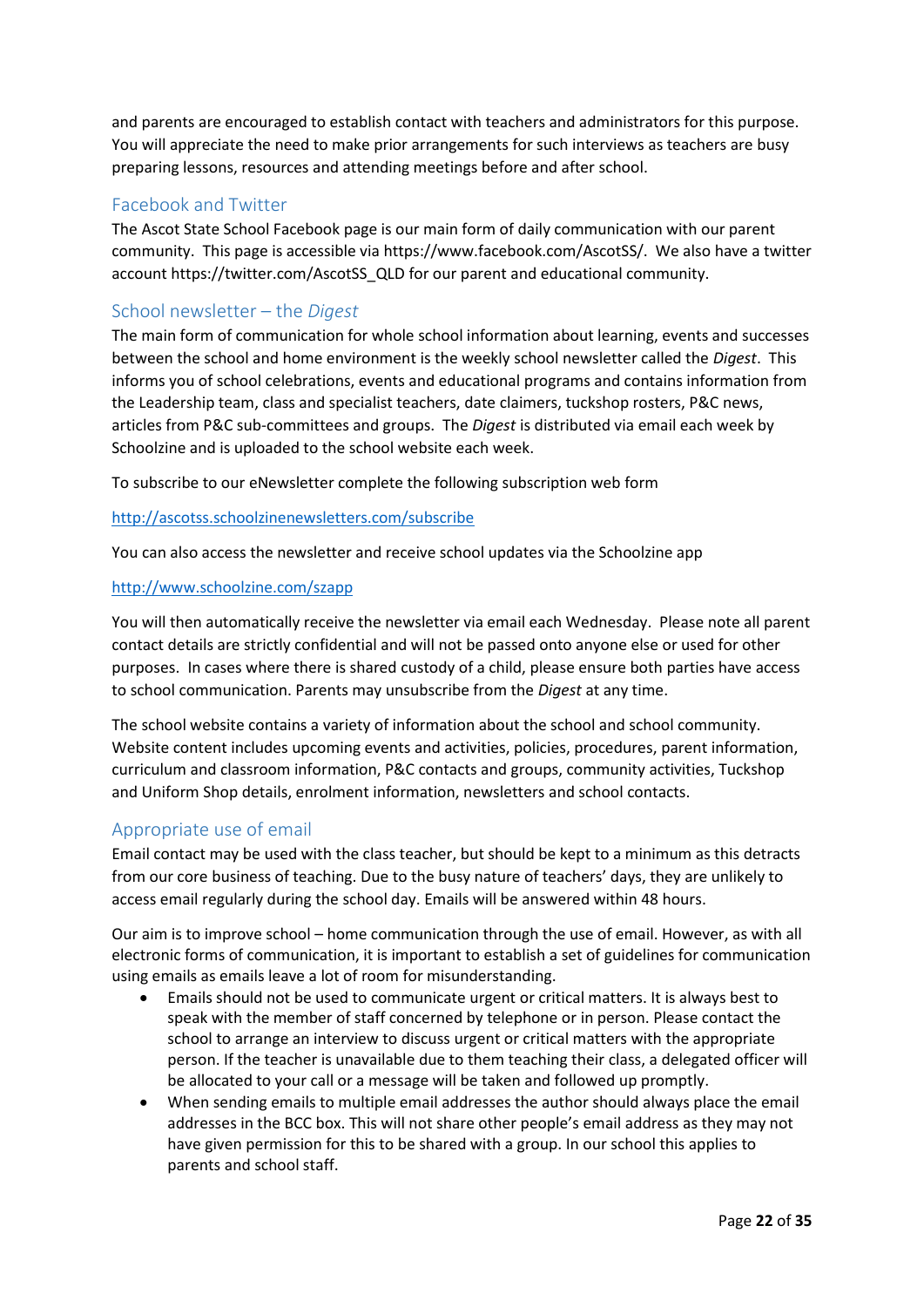and parents are encouraged to establish contact with teachers and administrators for this purpose. You will appreciate the need to make prior arrangements for such interviews as teachers are busy preparing lessons, resources and attending meetings before and after school.

## Facebook and Twitter

The Ascot State School Facebook page is our main form of daily communication with our parent community. This page is accessible via https://www.facebook.com/AscotSS/. We also have a twitter account https://twitter.com/AscotSS_QLD for our parent and educational community.

## School newsletter – the *Digest*

The main form of communication for whole school information about learning, events and successes between the school and home environment is the weekly school newsletter called the *Digest*. This informs you of school celebrations, events and educational programs and contains information from the Leadership team, class and specialist teachers, date claimers, tuckshop rosters, P&C news, articles from P&C sub-committees and groups. The *Digest* is distributed via email each week by Schoolzine and is uploaded to the school website each week.

To subscribe to our eNewsletter complete the following subscription web form

http://ascotss.schoolzinenewsletters.com/subscribe

You can also access the newsletter and receive school updates via the Schoolzine app

http://www.schoolzine.com/szapp

You will then automatically receive the newsletter via email each Wednesday. Please note all parent contact details are strictly confidential and will not be passed onto anyone else or used for other purposes. In cases where there is shared custody of a child, please ensure both parties have access to school communication. Parents may unsubscribe from the *Digest* at any time.

The school website contains a variety of information about the school and school community. Website content includes upcoming events and activities, policies, procedures, parent information, curriculum and classroom information, P&C contacts and groups, community activities, Tuckshop and Uniform Shop details, enrolment information, newsletters and school contacts.

## Appropriate use of email

Email contact may be used with the class teacher, but should be kept to a minimum as this detracts from our core business of teaching. Due to the busy nature of teachers' days, they are unlikely to access email regularly during the school day. Emails will be answered within 48 hours.

Our aim is to improve school – home communication through the use of email. However, as with all electronic forms of communication, it is important to establish a set of guidelines for communication using emails as emails leave a lot of room for misunderstanding.

- Emails should not be used to communicate urgent or critical matters. It is always best to speak with the member of staff concerned by telephone or in person. Please contact the school to arrange an interview to discuss urgent or critical matters with the appropriate person. If the teacher is unavailable due to them teaching their class, a delegated officer will be allocated to your call or a message will be taken and followed up promptly.
- When sending emails to multiple email addresses the author should always place the email addresses in the BCC box. This will not share other people's email address as they may not have given permission for this to be shared with a group. In our school this applies to parents and school staff.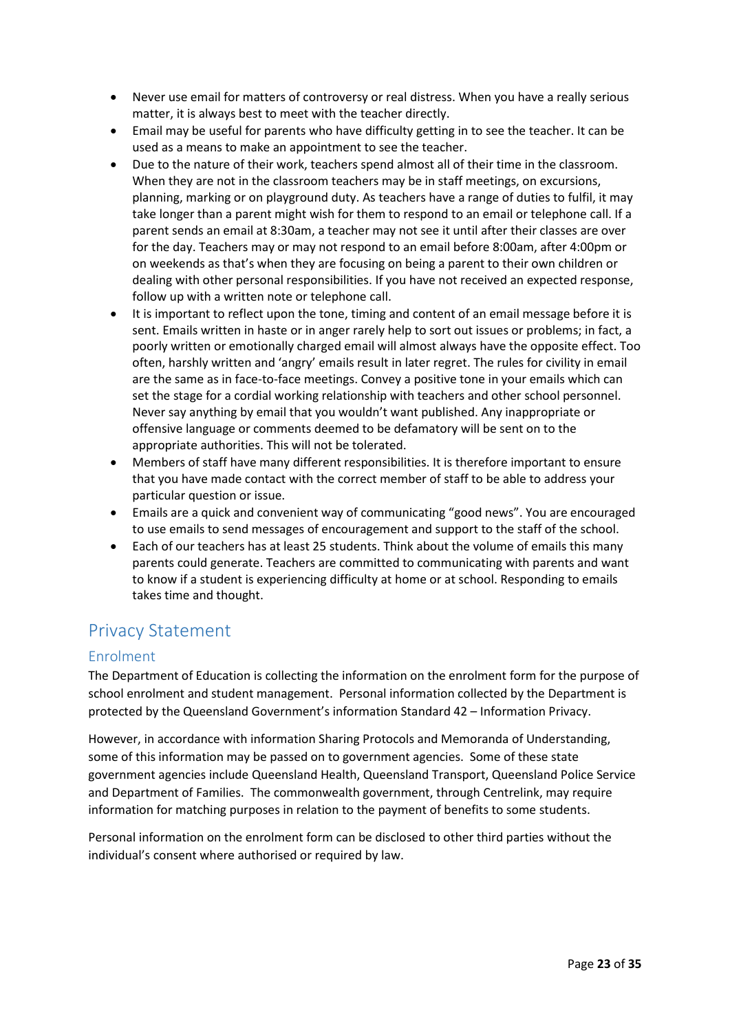- Never use email for matters of controversy or real distress. When you have a really serious matter, it is always best to meet with the teacher directly.
- Email may be useful for parents who have difficulty getting in to see the teacher. It can be used as a means to make an appointment to see the teacher.
- Due to the nature of their work, teachers spend almost all of their time in the classroom. When they are not in the classroom teachers may be in staff meetings, on excursions, planning, marking or on playground duty. As teachers have a range of duties to fulfil, it may take longer than a parent might wish for them to respond to an email or telephone call. If a parent sends an email at 8:30am, a teacher may not see it until after their classes are over for the day. Teachers may or may not respond to an email before 8:00am, after 4:00pm or on weekends as that's when they are focusing on being a parent to their own children or dealing with other personal responsibilities. If you have not received an expected response, follow up with a written note or telephone call.
- It is important to reflect upon the tone, timing and content of an email message before it is sent. Emails written in haste or in anger rarely help to sort out issues or problems; in fact, a poorly written or emotionally charged email will almost always have the opposite effect. Too often, harshly written and 'angry' emails result in later regret. The rules for civility in email are the same as in face-to-face meetings. Convey a positive tone in your emails which can set the stage for a cordial working relationship with teachers and other school personnel. Never say anything by email that you wouldn't want published. Any inappropriate or offensive language or comments deemed to be defamatory will be sent on to the appropriate authorities. This will not be tolerated.
- Members of staff have many different responsibilities. It is therefore important to ensure that you have made contact with the correct member of staff to be able to address your particular question or issue.
- Emails are a quick and convenient way of communicating "good news". You are encouraged to use emails to send messages of encouragement and support to the staff of the school.
- Each of our teachers has at least 25 students. Think about the volume of emails this many parents could generate. Teachers are committed to communicating with parents and want to know if a student is experiencing difficulty at home or at school. Responding to emails takes time and thought.

## Privacy Statement

### Enrolment

The Department of Education is collecting the information on the enrolment form for the purpose of school enrolment and student management. Personal information collected by the Department is protected by the Queensland Government's information Standard 42 – Information Privacy.

However, in accordance with information Sharing Protocols and Memoranda of Understanding, some of this information may be passed on to government agencies. Some of these state government agencies include Queensland Health, Queensland Transport, Queensland Police Service and Department of Families. The commonwealth government, through Centrelink, may require information for matching purposes in relation to the payment of benefits to some students.

Personal information on the enrolment form can be disclosed to other third parties without the individual's consent where authorised or required by law.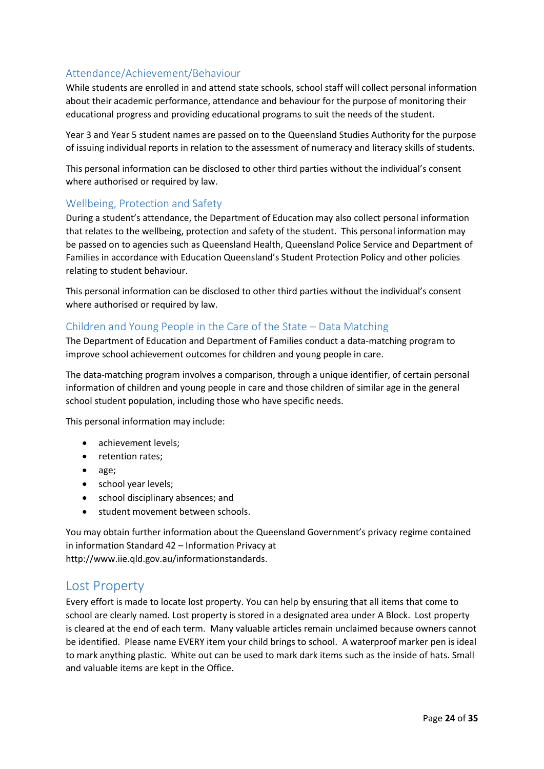### Attendance/Achievement/Behaviour

While students are enrolled in and attend state schools, school staff will collect personal information about their academic performance, attendance and behaviour for the purpose of monitoring their educational progress and providing educational programs to suit the needs of the student.

Year 3 and Year 5 student names are passed on to the Queensland Studies Authority for the purpose of issuing individual reports in relation to the assessment of numeracy and literacy skills of students.

This personal information can be disclosed to other third parties without the individual's consent where authorised or required by law.

### Wellbeing, Protection and Safety

During a student's attendance, the Department of Education may also collect personal information that relates to the wellbeing, protection and safety of the student. This personal information may be passed on to agencies such as Queensland Health, Queensland Police Service and Department of Families in accordance with Education Queensland's Student Protection Policy and other policies relating to student behaviour.

This personal information can be disclosed to other third parties without the individual's consent where authorised or required by law.

### Children and Young People in the Care of the State – Data Matching

The Department of Education and Department of Families conduct a data-matching program to improve school achievement outcomes for children and young people in care.

The data-matching program involves a comparison, through a unique identifier, of certain personal information of children and young people in care and those children of similar age in the general school student population, including those who have specific needs.

This personal information may include:

- achievement levels;
- retention rates;
- age;
- school year levels;
- school disciplinary absences; and
- student movement between schools.

You may obtain further information about the Queensland Government's privacy regime contained in information Standard 42 – Information Privacy at http://www.iie.qld.gov.au/informationstandards.

## Lost Property

Every effort is made to locate lost property. You can help by ensuring that all items that come to school are clearly named. Lost property is stored in a designated area under A Block. Lost property is cleared at the end of each term. Many valuable articles remain unclaimed because owners cannot be identified. Please name EVERY item your child brings to school. A waterproof marker pen is ideal to mark anything plastic. White out can be used to mark dark items such as the inside of hats. Small and valuable items are kept in the Office.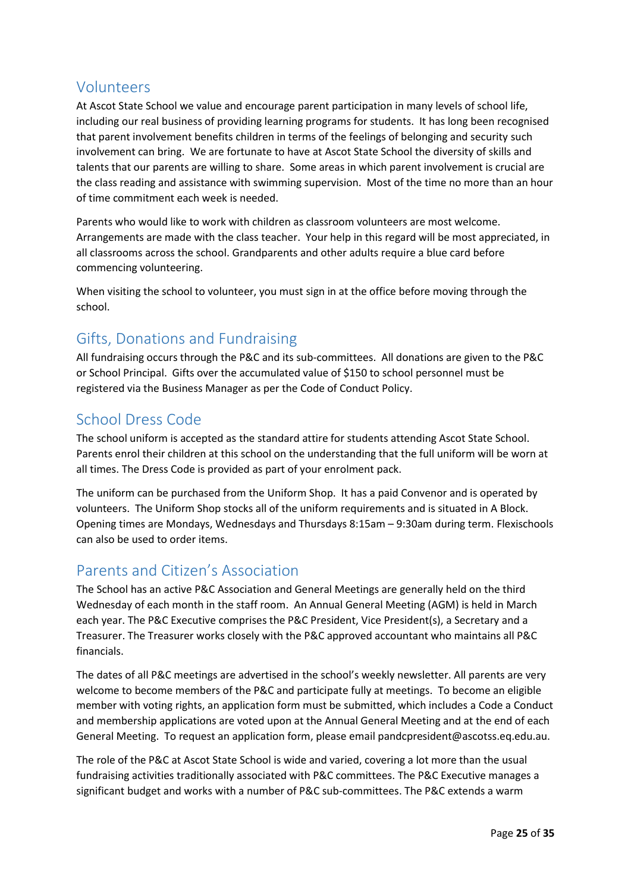## Volunteers

At Ascot State School we value and encourage parent participation in many levels of school life, including our real business of providing learning programs for students. It has long been recognised that parent involvement benefits children in terms of the feelings of belonging and security such involvement can bring. We are fortunate to have at Ascot State School the diversity of skills and talents that our parents are willing to share. Some areas in which parent involvement is crucial are the class reading and assistance with swimming supervision. Most of the time no more than an hour of time commitment each week is needed.

Parents who would like to work with children as classroom volunteers are most welcome. Arrangements are made with the class teacher. Your help in this regard will be most appreciated, in all classrooms across the school. Grandparents and other adults require a blue card before commencing volunteering.

When visiting the school to volunteer, you must sign in at the office before moving through the school.

## Gifts, Donations and Fundraising

All fundraising occurs through the P&C and its sub-committees. All donations are given to the P&C or School Principal. Gifts over the accumulated value of $150 to school personnel must be registered via the Business Manager as per the Code of Conduct Policy.

## School Dress Code

The school uniform is accepted as the standard attire for students attending Ascot State School. Parents enrol their children at this school on the understanding that the full uniform will be worn at all times. The Dress Code is provided as part of your enrolment pack.

The uniform can be purchased from the Uniform Shop. It has a paid Convenor and is operated by volunteers. The Uniform Shop stocks all of the uniform requirements and is situated in A Block. Opening times are Mondays, Wednesdays and Thursdays 8:15am – 9:30am during term. Flexischools can also be used to order items.

## Parents and Citizen's Association

The School has an active P&C Association and General Meetings are generally held on the third Wednesday of each month in the staff room. An Annual General Meeting (AGM) is held in March each year. The P&C Executive comprises the P&C President, Vice President(s), a Secretary and a Treasurer. The Treasurer works closely with the P&C approved accountant who maintains all P&C financials.

The dates of all P&C meetings are advertised in the school's weekly newsletter. All parents are very welcome to become members of the P&C and participate fully at meetings. To become an eligible member with voting rights, an application form must be submitted, which includes a Code a Conduct and membership applications are voted upon at the Annual General Meeting and at the end of each General Meeting. To request an application form, please email pandcpresident@ascotss.eq.edu.au.

The role of the P&C at Ascot State School is wide and varied, covering a lot more than the usual fundraising activities traditionally associated with P&C committees. The P&C Executive manages a significant budget and works with a number of P&C sub-committees. The P&C extends a warm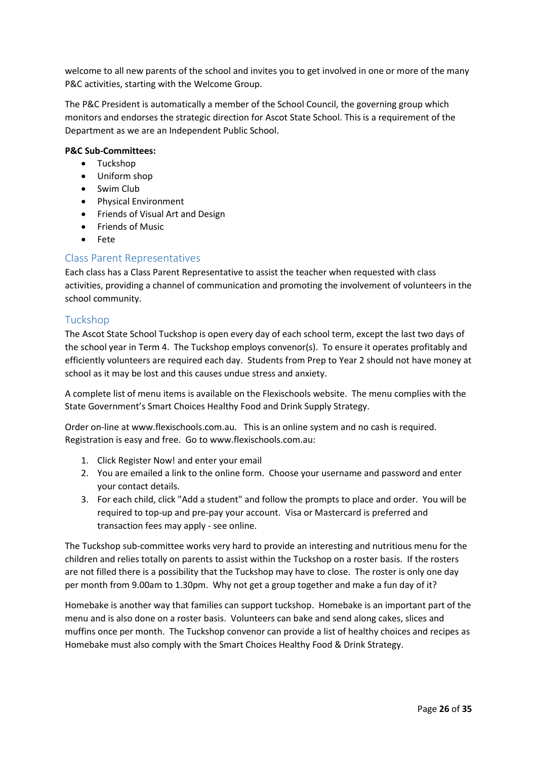welcome to all new parents of the school and invites you to get involved in one or more of the many P&C activities, starting with the Welcome Group.

The P&C President is automatically a member of the School Council, the governing group which monitors and endorses the strategic direction for Ascot State School. This is a requirement of the Department as we are an Independent Public School.

**P&C Sub-Committees:**

- Tuckshop
- Uniform shop
- Swim Club
- Physical Environment
- Friends of Visual Art and Design
- Friends of Music
- Fete

## Class Parent Representatives

Each class has a Class Parent Representative to assist the teacher when requested with class activities, providing a channel of communication and promoting the involvement of volunteers in the school community.

## Tuckshop

The Ascot State School Tuckshop is open every day of each school term, except the last two days of the school year in Term 4. The Tuckshop employs convenor(s). To ensure it operates profitably and efficiently volunteers are required each day. Students from Prep to Year 2 should not have money at school as it may be lost and this causes undue stress and anxiety.

A complete list of menu items is available on the Flexischools website. The menu complies with the State Government's Smart Choices Healthy Food and Drink Supply Strategy.

Order on-line at www.flexischools.com.au. This is an online system and no cash is required. Registration is easy and free. Go to www.flexischools.com.au:

1. Click Register Now! and enter your email
2. You are emailed a link to the online form. Choose your username and password and enter your contact details.
3. For each child, click "Add a student" and follow the prompts to place and order. You will be required to top-up and pre-pay your account. Visa or Mastercard is preferred and transaction fees may apply - see online.

The Tuckshop sub-committee works very hard to provide an interesting and nutritious menu for the children and relies totally on parents to assist within the Tuckshop on a roster basis. If the rosters are not filled there is a possibility that the Tuckshop may have to close. The roster is only one day per month from 9.00am to 1.30pm. Why not get a group together and make a fun day of it?

Homebake is another way that families can support tuckshop. Homebake is an important part of the menu and is also done on a roster basis. Volunteers can bake and send along cakes, slices and muffins once per month. The Tuckshop convenor can provide a list of healthy choices and recipes as Homebake must also comply with the Smart Choices Healthy Food & Drink Strategy.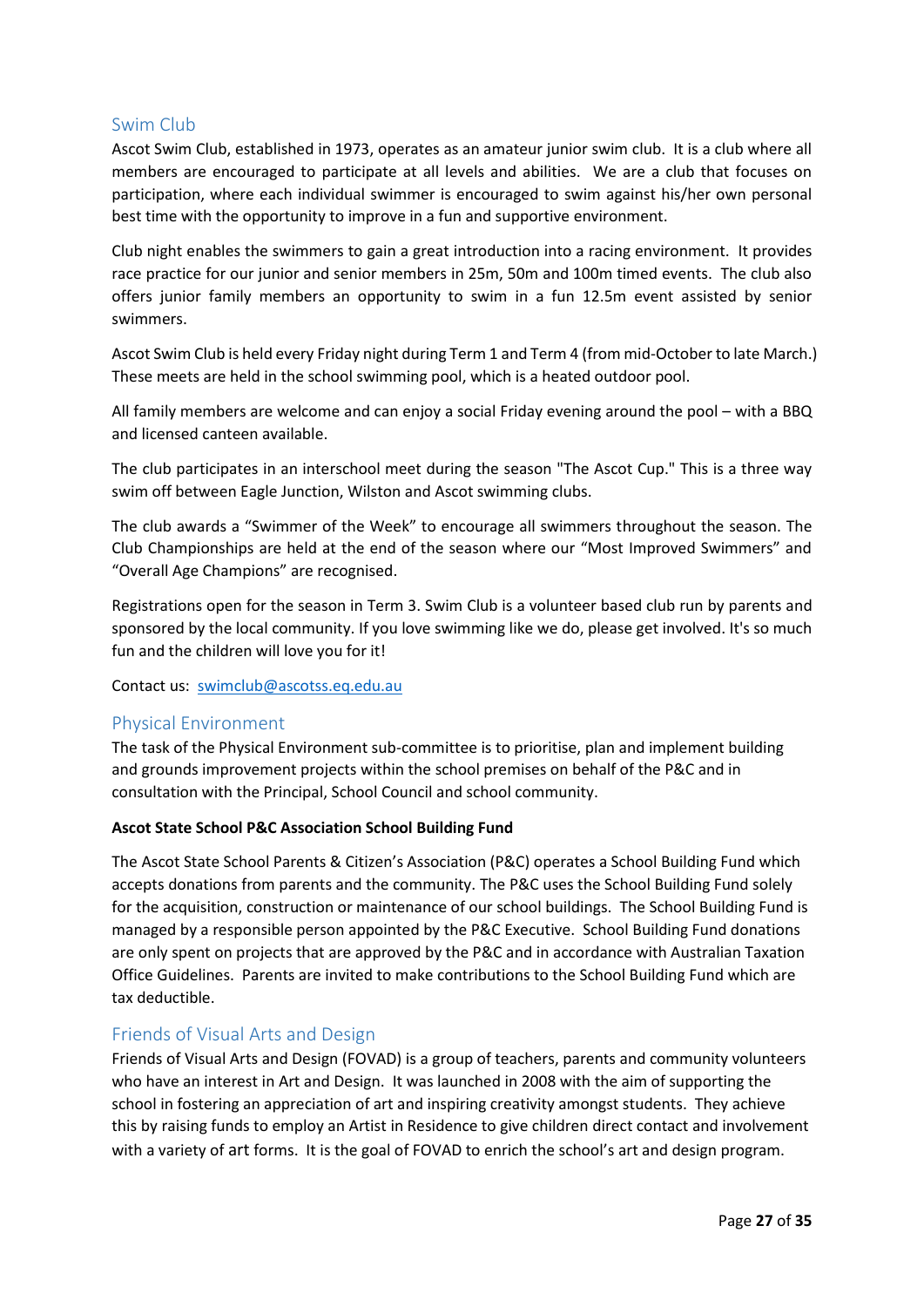## Swim Club

Ascot Swim Club, established in 1973, operates as an amateur junior swim club. It is a club where all members are encouraged to participate at all levels and abilities. We are a club that focuses on participation, where each individual swimmer is encouraged to swim against his/her own personal best time with the opportunity to improve in a fun and supportive environment.

Club night enables the swimmers to gain a great introduction into a racing environment. It provides race practice for our junior and senior members in 25m, 50m and 100m timed events. The club also offers junior family members an opportunity to swim in a fun 12.5m event assisted by senior swimmers.

Ascot Swim Club is held every Friday night during Term 1 and Term 4 (from mid-October to late March.) These meets are held in the school swimming pool, which is a heated outdoor pool.

All family members are welcome and can enjoy a social Friday evening around the pool – with a BBQ and licensed canteen available.

The club participates in an interschool meet during the season "The Ascot Cup." This is a three way swim off between Eagle Junction, Wilston and Ascot swimming clubs.

The club awards a "Swimmer of the Week" to encourage all swimmers throughout the season. The Club Championships are held at the end of the season where our "Most Improved Swimmers" and "Overall Age Champions" are recognised.

Registrations open for the season in Term 3. Swim Club is a volunteer based club run by parents and sponsored by the local community. If you love swimming like we do, please get involved. It's so much fun and the children will love you for it!

Contact us: swimclub@ascotss.eq.edu.au

## Physical Environment

The task of the Physical Environment sub-committee is to prioritise, plan and implement building and grounds improvement projects within the school premises on behalf of the P&C and in consultation with the Principal, School Council and school community.

**Ascot State School P&C Association School Building Fund**

The Ascot State School Parents & Citizen's Association (P&C) operates a School Building Fund which accepts donations from parents and the community. The P&C uses the School Building Fund solely for the acquisition, construction or maintenance of our school buildings. The School Building Fund is managed by a responsible person appointed by the P&C Executive. School Building Fund donations are only spent on projects that are approved by the P&C and in accordance with Australian Taxation Office Guidelines. Parents are invited to make contributions to the School Building Fund which are tax deductible.

## Friends of Visual Arts and Design

Friends of Visual Arts and Design (FOVAD) is a group of teachers, parents and community volunteers who have an interest in Art and Design. It was launched in 2008 with the aim of supporting the school in fostering an appreciation of art and inspiring creativity amongst students. They achieve this by raising funds to employ an Artist in Residence to give children direct contact and involvement with a variety of art forms. It is the goal of FOVAD to enrich the school's art and design program.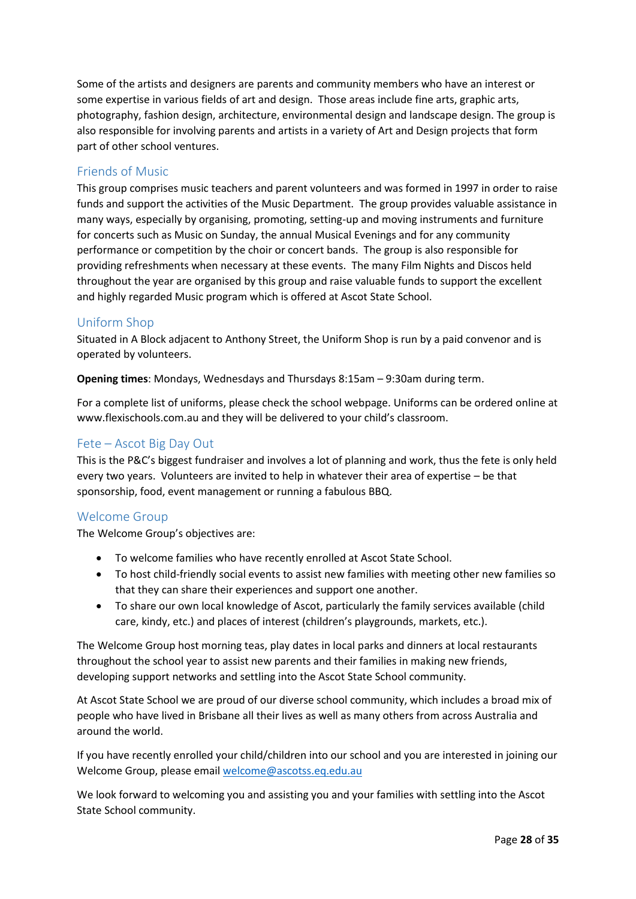Some of the artists and designers are parents and community members who have an interest or some expertise in various fields of art and design.  Those areas include fine arts, graphic arts, photography, fashion design, architecture, environmental design and landscape design. The group is also responsible for involving parents and artists in a variety of Art and Design projects that form part of other school ventures.

## Friends of Music

This group comprises music teachers and parent volunteers and was formed in 1997 in order to raise funds and support the activities of the Music Department.  The group provides valuable assistance in many ways, especially by organising, promoting, setting-up and moving instruments and furniture for concerts such as Music on Sunday, the annual Musical Evenings and for any community performance or competition by the choir or concert bands.  The group is also responsible for providing refreshments when necessary at these events.  The many Film Nights and Discos held throughout the year are organised by this group and raise valuable funds to support the excellent and highly regarded Music program which is offered at Ascot State School.

## Uniform Shop

Situated in A Block adjacent to Anthony Street, the Uniform Shop is run by a paid convenor and is operated by volunteers.

**Opening times**: Mondays, Wednesdays and Thursdays 8:15am – 9:30am during term.

For a complete list of uniforms, please check the school webpage. Uniforms can be ordered online at www.flexischools.com.au and they will be delivered to your child's classroom.

## Fete – Ascot Big Day Out

This is the P&C's biggest fundraiser and involves a lot of planning and work, thus the fete is only held every two years.  Volunteers are invited to help in whatever their area of expertise – be that sponsorship, food, event management or running a fabulous BBQ.

## Welcome Group

The Welcome Group's objectives are:

- To welcome families who have recently enrolled at Ascot State School.
- To host child-friendly social events to assist new families with meeting other new families so that they can share their experiences and support one another.
- To share our own local knowledge of Ascot, particularly the family services available (child care, kindy, etc.) and places of interest (children's playgrounds, markets, etc.).

The Welcome Group host morning teas, play dates in local parks and dinners at local restaurants throughout the school year to assist new parents and their families in making new friends, developing support networks and settling into the Ascot State School community.

At Ascot State School we are proud of our diverse school community, which includes a broad mix of people who have lived in Brisbane all their lives as well as many others from across Australia and around the world.

If you have recently enrolled your child/children into our school and you are interested in joining our Welcome Group, please email welcome@ascotss.eq.edu.au

We look forward to welcoming you and assisting you and your families with settling into the Ascot State School community.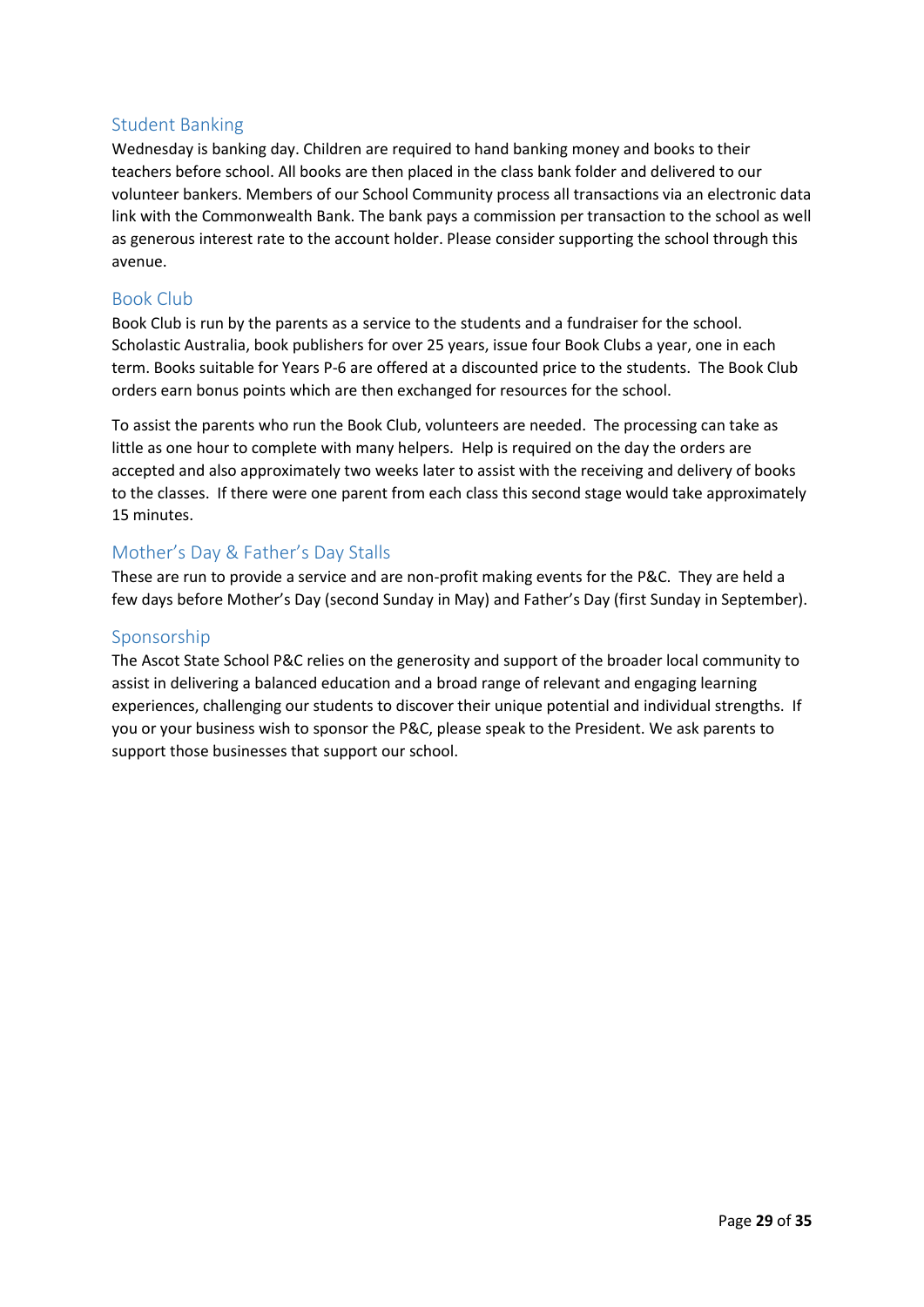## Student Banking

Wednesday is banking day. Children are required to hand banking money and books to their teachers before school. All books are then placed in the class bank folder and delivered to our volunteer bankers. Members of our School Community process all transactions via an electronic data link with the Commonwealth Bank. The bank pays a commission per transaction to the school as well as generous interest rate to the account holder. Please consider supporting the school through this avenue.

## Book Club

Book Club is run by the parents as a service to the students and a fundraiser for the school. Scholastic Australia, book publishers for over 25 years, issue four Book Clubs a year, one in each term. Books suitable for Years P-6 are offered at a discounted price to the students. The Book Club orders earn bonus points which are then exchanged for resources for the school.

To assist the parents who run the Book Club, volunteers are needed. The processing can take as little as one hour to complete with many helpers. Help is required on the day the orders are accepted and also approximately two weeks later to assist with the receiving and delivery of books to the classes. If there were one parent from each class this second stage would take approximately 15 minutes.

## Mother's Day & Father's Day Stalls

These are run to provide a service and are non-profit making events for the P&C. They are held a few days before Mother's Day (second Sunday in May) and Father's Day (first Sunday in September).

## Sponsorship

The Ascot State School P&C relies on the generosity and support of the broader local community to assist in delivering a balanced education and a broad range of relevant and engaging learning experiences, challenging our students to discover their unique potential and individual strengths. If you or your business wish to sponsor the P&C, please speak to the President. We ask parents to support those businesses that support our school.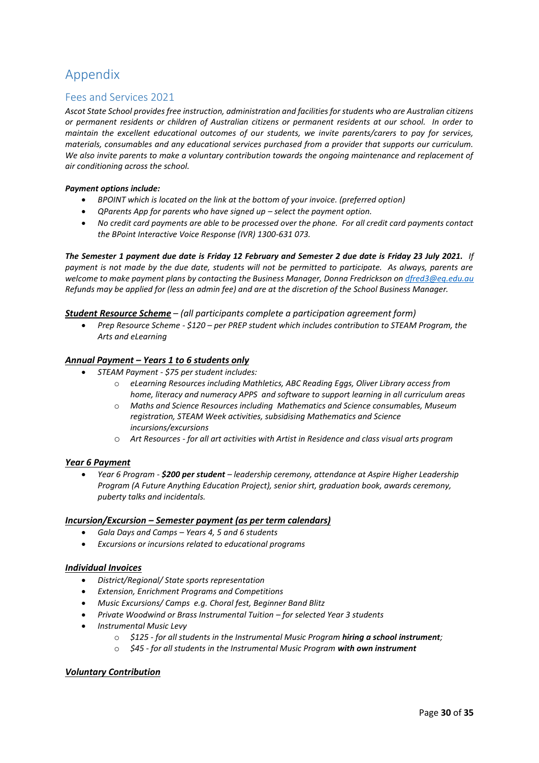# Appendix

## Fees and Services 2021

*Ascot State School provides free instruction, administration and facilities for students who are Australian citizens or permanent residents or children of Australian citizens or permanent residents at our school. In order to maintain the excellent educational outcomes of our students, we invite parents/carers to pay for services, materials, consumables and any educational services purchased from a provider that supports our curriculum. We also invite parents to make a voluntary contribution towards the ongoing maintenance and replacement of air conditioning across the school.*

***Payment options include:***

- *BPOINT which is located on the link at the bottom of your invoice. (preferred option)*
- *QParents App for parents who have signed up – select the payment option.*
- *No credit card payments are able to be processed over the phone. For all credit card payments contact the BPoint Interactive Voice Response (IVR) 1300-631 073.*

***The Semester 1 payment due date is Friday 12 February and Semester 2 due date is Friday 23 July 2021.*** *If payment is not made by the due date, students will not be permitted to participate. As always, parents are welcome to make payment plans by contacting the Business Manager, Donna Fredrickson on [dfred3@eq.edu.au](mailto:dfred3@eq.edu.au) Refunds may be applied for (less an admin fee) and are at the discretion of the School Business Manager.*

***Student Resource Scheme*** *– (all participants complete a participation agreement form)*

- *Prep Resource Scheme - $120 – per PREP student which includes contribution to STEAM Program, the Arts and eLearning*

***Annual Payment – Years 1 to 6 students only***

- *STEAM Payment - $75 per student includes:*
  - *eLearning Resources including Mathletics, ABC Reading Eggs, Oliver Library access from home, literacy and numeracy APPS and software to support learning in all curriculum areas*
  - *Maths and Science Resources including Mathematics and Science consumables, Museum registration, STEAM Week activities, subsidising Mathematics and Science incursions/excursions*
  - *Art Resources - for all art activities with Artist in Residence and class visual arts program*

***Year 6 Payment***

- *Year 6 Program -* ***$200 per student*** *– leadership ceremony, attendance at Aspire Higher Leadership Program (A Future Anything Education Project), senior shirt, graduation book, awards ceremony, puberty talks and incidentals.*

***Incursion/Excursion – Semester payment (as per term calendars)***

- *Gala Days and Camps – Years 4, 5 and 6 students*
- *Excursions or incursions related to educational programs*

***Individual Invoices***

- *District/Regional/ State sports representation*
- *Extension, Enrichment Programs and Competitions*
- *Music Excursions/ Camps e.g. Choral fest, Beginner Band Blitz*
- *Private Woodwind or Brass Instrumental Tuition – for selected Year 3 students*
- *Instrumental Music Levy*
  - *$125 - for all students in the Instrumental Music Program* ***hiring a school instrument****;*
  - *$45 - for all students in the Instrumental Music Program* ***with own instrument***

***Voluntary Contribution***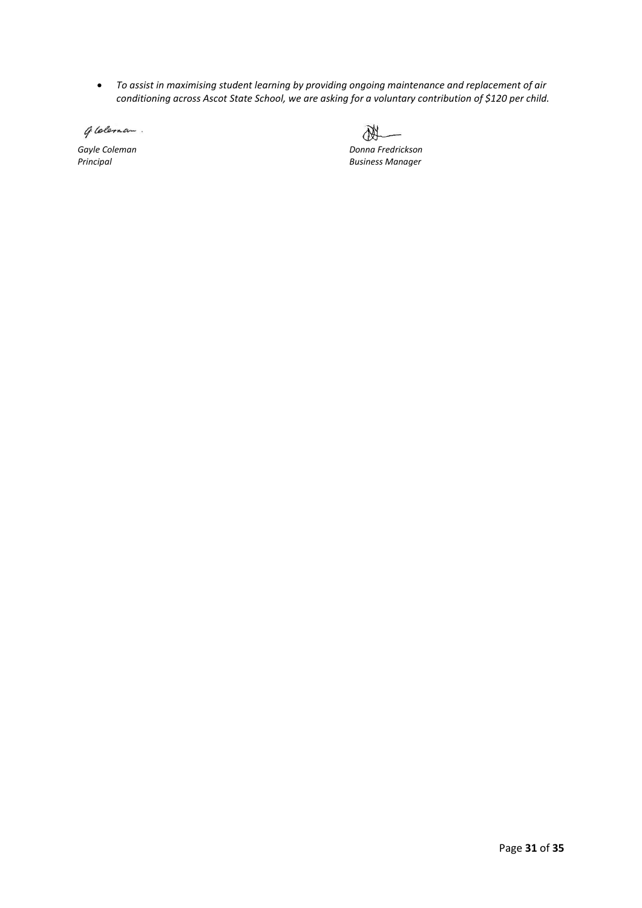- *To assist in maximising student learning by providing ongoing maintenance and replacement of air conditioning across Ascot State School, we are asking for a voluntary contribution of $120 per child.*

*Gayle Coleman*
*Principal*

*Donna Fredrickson*
*Business Manager*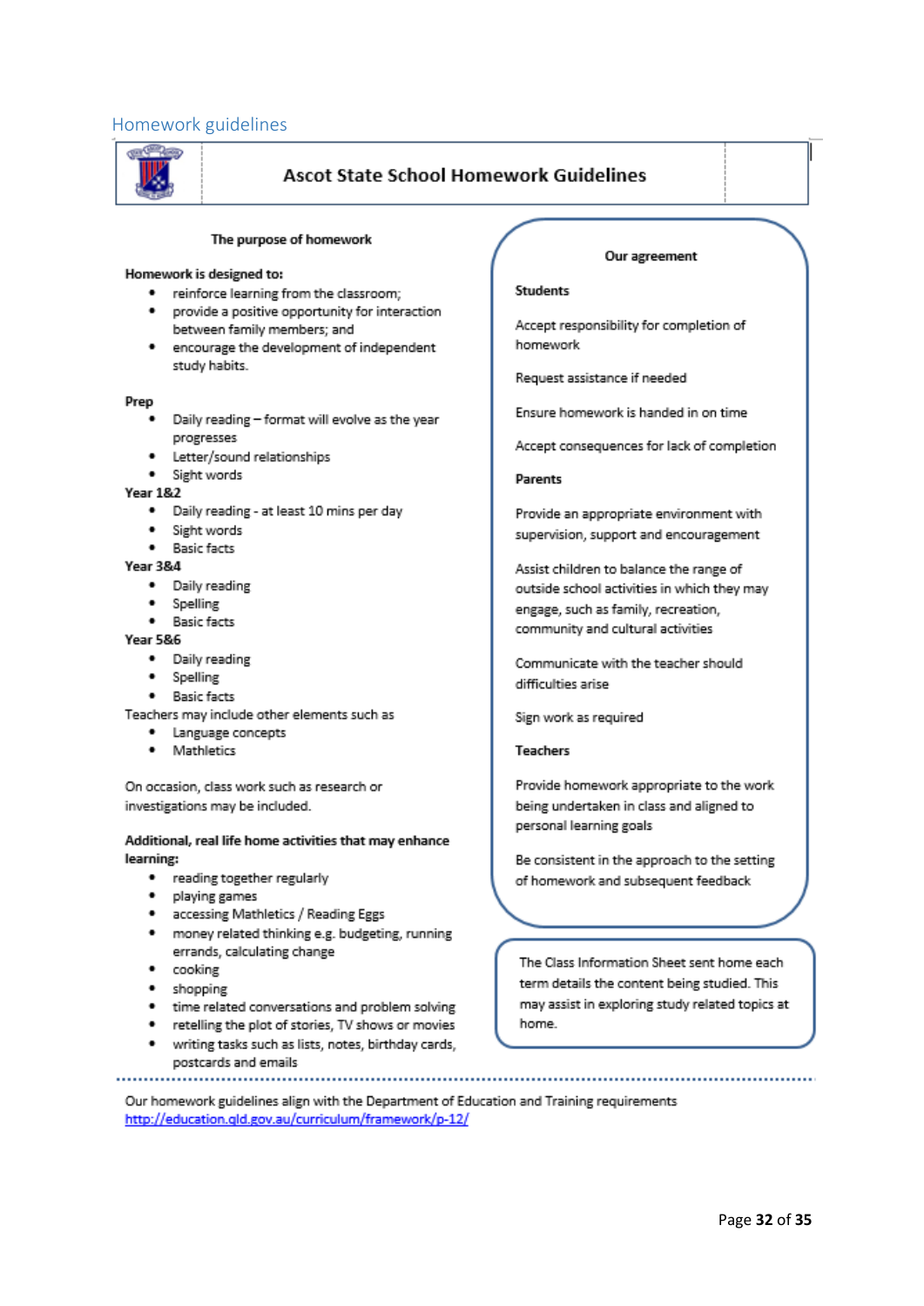## Homework guidelines

# Ascot State School Homework Guidelines

### The purpose of homework

**Homework is designed to:**

- reinforce learning from the classroom;
- provide a positive opportunity for interaction between family members; and
- encourage the development of independent study habits.

**Prep**

- Daily reading – format will evolve as the year progresses
- Letter/sound relationships
- Sight words

**Year 1&2**

- Daily reading - at least 10 mins per day
- Sight words
- Basic facts

**Year 3&4**

- Daily reading
- Spelling
- Basic facts

**Year 5&6**

- Daily reading
- Spelling
- Basic facts

Teachers may include other elements such as

- Language concepts
- Mathletics

On occasion, class work such as research or investigations may be included.

**Additional, real life home activities that may enhance learning:**

- reading together regularly
- playing games
- accessing Mathletics / Reading Eggs
- money related thinking e.g. budgeting, running errands, calculating change
- cooking
- shopping
- time related conversations and problem solving
- retelling the plot of stories, TV shows or movies
- writing tasks such as lists, notes, birthday cards, postcards and emails

### Our agreement

**Students**

Accept responsibility for completion of homework

Request assistance if needed

Ensure homework is handed in on time

Accept consequences for lack of completion

**Parents**

Provide an appropriate environment with supervision, support and encouragement

Assist children to balance the range of outside school activities in which they may engage, such as family, recreation, community and cultural activities

Communicate with the teacher should difficulties arise

Sign work as required

**Teachers**

Provide homework appropriate to the work being undertaken in class and aligned to personal learning goals

Be consistent in the approach to the setting of homework and subsequent feedback

The Class Information Sheet sent home each term details the content being studied. This may assist in exploring study related topics at home.

---

Our homework guidelines align with the Department of Education and Training requirements
http://education.qld.gov.au/curriculum/framework/p-12/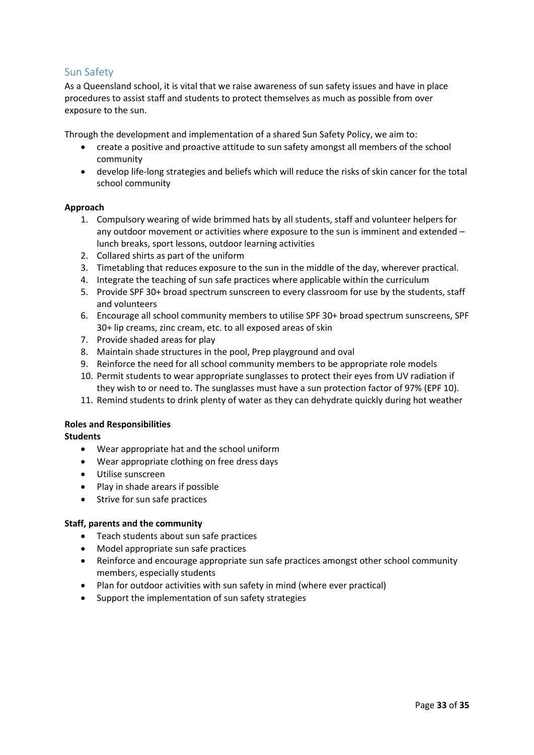## Sun Safety

As a Queensland school, it is vital that we raise awareness of sun safety issues and have in place procedures to assist staff and students to protect themselves as much as possible from over exposure to the sun.

Through the development and implementation of a shared Sun Safety Policy, we aim to:

- create a positive and proactive attitude to sun safety amongst all members of the school community
- develop life-long strategies and beliefs which will reduce the risks of skin cancer for the total school community

**Approach**

1. Compulsory wearing of wide brimmed hats by all students, staff and volunteer helpers for any outdoor movement or activities where exposure to the sun is imminent and extended – lunch breaks, sport lessons, outdoor learning activities
2. Collared shirts as part of the uniform
3. Timetabling that reduces exposure to the sun in the middle of the day, wherever practical.
4. Integrate the teaching of sun safe practices where applicable within the curriculum
5. Provide SPF 30+ broad spectrum sunscreen to every classroom for use by the students, staff and volunteers
6. Encourage all school community members to utilise SPF 30+ broad spectrum sunscreens, SPF 30+ lip creams, zinc cream, etc. to all exposed areas of skin
7. Provide shaded areas for play
8. Maintain shade structures in the pool, Prep playground and oval
9. Reinforce the need for all school community members to be appropriate role models
10. Permit students to wear appropriate sunglasses to protect their eyes from UV radiation if they wish to or need to. The sunglasses must have a sun protection factor of 97% (EPF 10).
11. Remind students to drink plenty of water as they can dehydrate quickly during hot weather

**Roles and Responsibilities**

**Students**

- Wear appropriate hat and the school uniform
- Wear appropriate clothing on free dress days
- Utilise sunscreen
- Play in shade arears if possible
- Strive for sun safe practices

**Staff, parents and the community**

- Teach students about sun safe practices
- Model appropriate sun safe practices
- Reinforce and encourage appropriate sun safe practices amongst other school community members, especially students
- Plan for outdoor activities with sun safety in mind (where ever practical)
- Support the implementation of sun safety strategies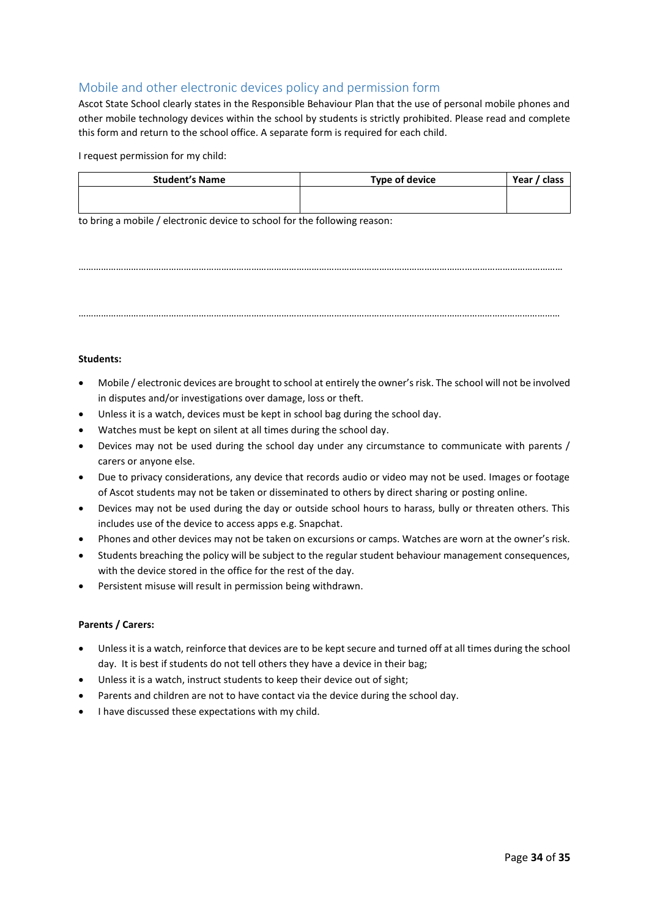## Mobile and other electronic devices policy and permission form

Ascot State School clearly states in the Responsible Behaviour Plan that the use of personal mobile phones and other mobile technology devices within the school by students is strictly prohibited. Please read and complete this form and return to the school office. A separate form is required for each child.

I request permission for my child:

| Student's Name | Type of device | Year / class |
|---|---|---|
| | | |

to bring a mobile / electronic device to school for the following reason:

…………………………………………………………………………………………………………………………………………………………………………

…………………………………………………………………………………………………………………………………………………………………………

**Students:**

- Mobile / electronic devices are brought to school at entirely the owner's risk. The school will not be involved in disputes and/or investigations over damage, loss or theft.
- Unless it is a watch, devices must be kept in school bag during the school day.
- Watches must be kept on silent at all times during the school day.
- Devices may not be used during the school day under any circumstance to communicate with parents / carers or anyone else.
- Due to privacy considerations, any device that records audio or video may not be used. Images or footage of Ascot students may not be taken or disseminated to others by direct sharing or posting online.
- Devices may not be used during the day or outside school hours to harass, bully or threaten others. This includes use of the device to access apps e.g. Snapchat.
- Phones and other devices may not be taken on excursions or camps. Watches are worn at the owner's risk.
- Students breaching the policy will be subject to the regular student behaviour management consequences, with the device stored in the office for the rest of the day.
- Persistent misuse will result in permission being withdrawn.

**Parents / Carers:**

- Unless it is a watch, reinforce that devices are to be kept secure and turned off at all times during the school day. It is best if students do not tell others they have a device in their bag;
- Unless it is a watch, instruct students to keep their device out of sight;
- Parents and children are not to have contact via the device during the school day.
- I have discussed these expectations with my child.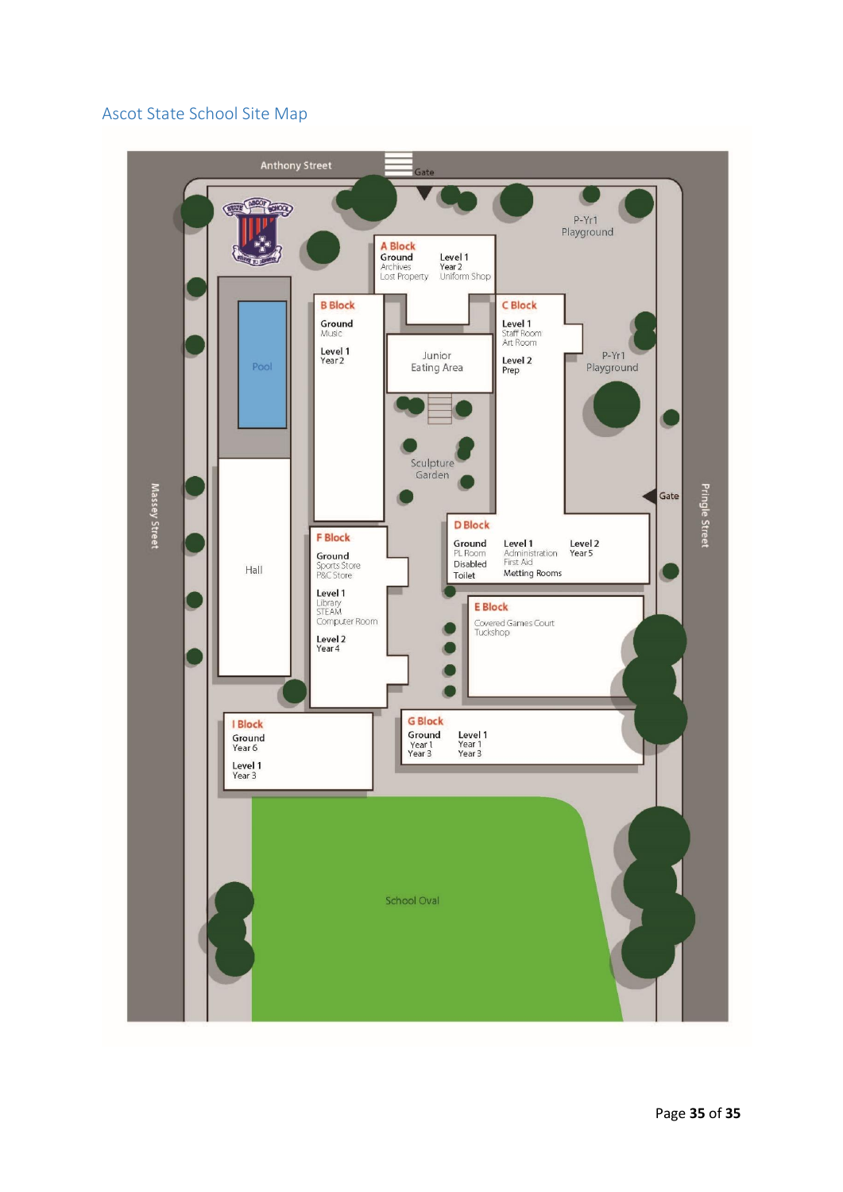## Ascot State School Site Map

Anthony Street

Gate

P-Yr1 Playground

A Block
Ground
Archives
Lost Property
Level 1
Year 2
Uniform Shop

B Block
Ground
Music
Level 1
Year 2

Pool

Junior Eating Area

C Block
Level 1
Staff Room
Art Room
Level 2
Prep

P-Yr1 Playground

Sculpture Garden

Massey Street

Pringle Street

Gate

Hall

F Block
Ground
Sports Store
P&C Store
Level 1
Library
STEAM
Computer Room
Level 2
Year 4

D Block
Ground
PL Room
Disabled Toilet
Level 1
Administration
First Aid
Metting Rooms
Level 2
Year 5

E Block
Covered Games Court
Tuckshop

I Block
Ground
Year 6
Level 1
Year 3

G Block
Ground
Year 1
Year 3
Level 1
Year 1
Year 3

School Oval